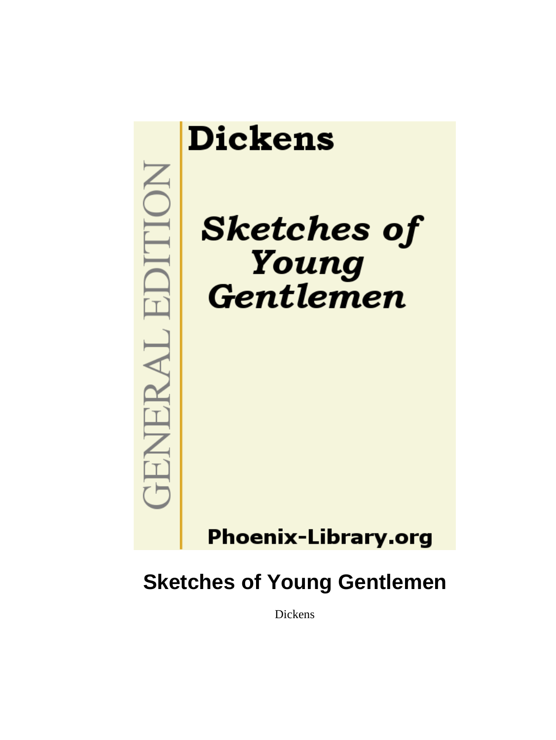Dickens

GENERAL EDITION

*Sketches of Young Gentlemen*

Phoenix-Library.org

# Sketches of Young Gentlemen

Dickens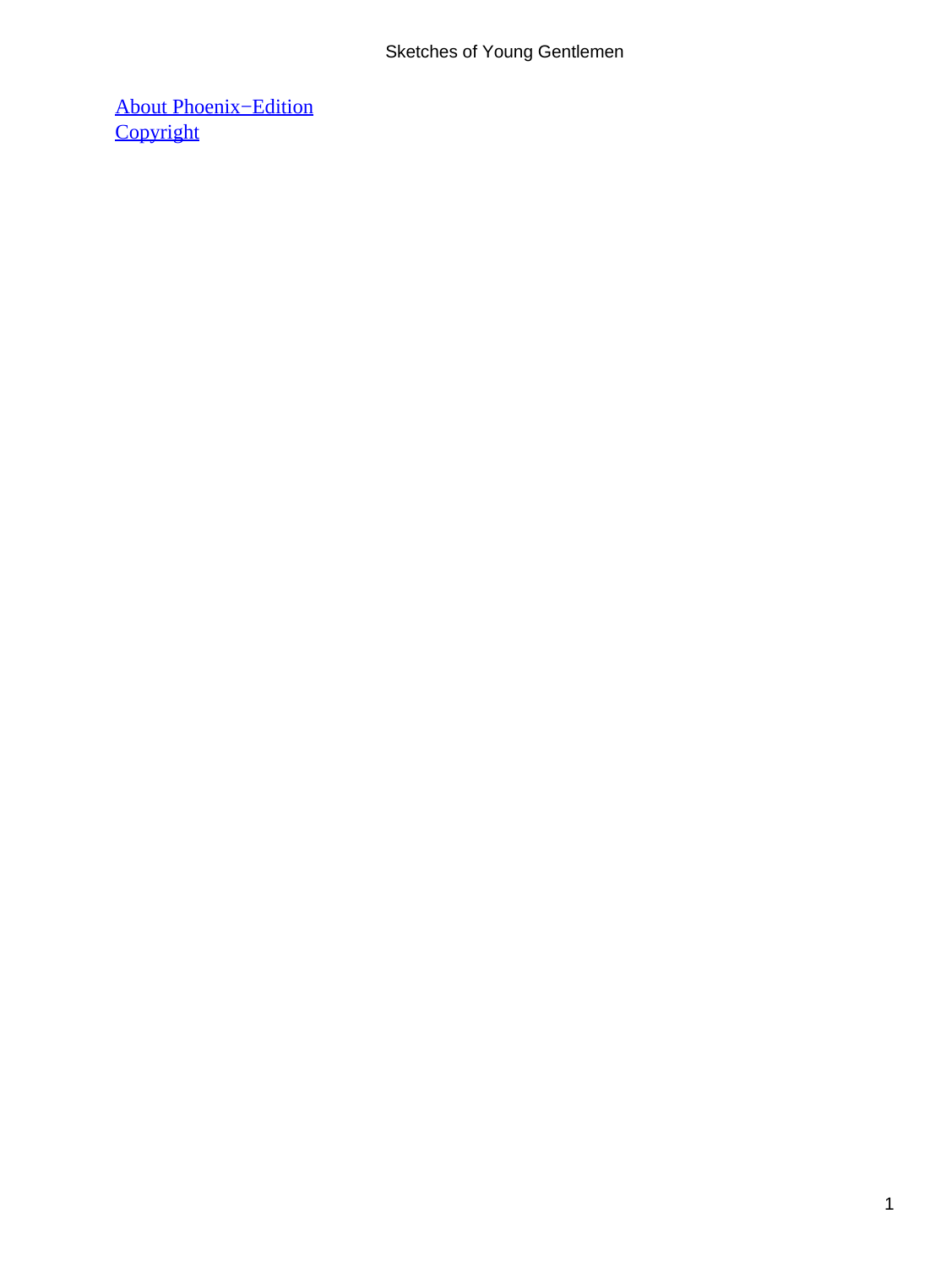[About Phoenix−Edition](#)
[Copyright](#)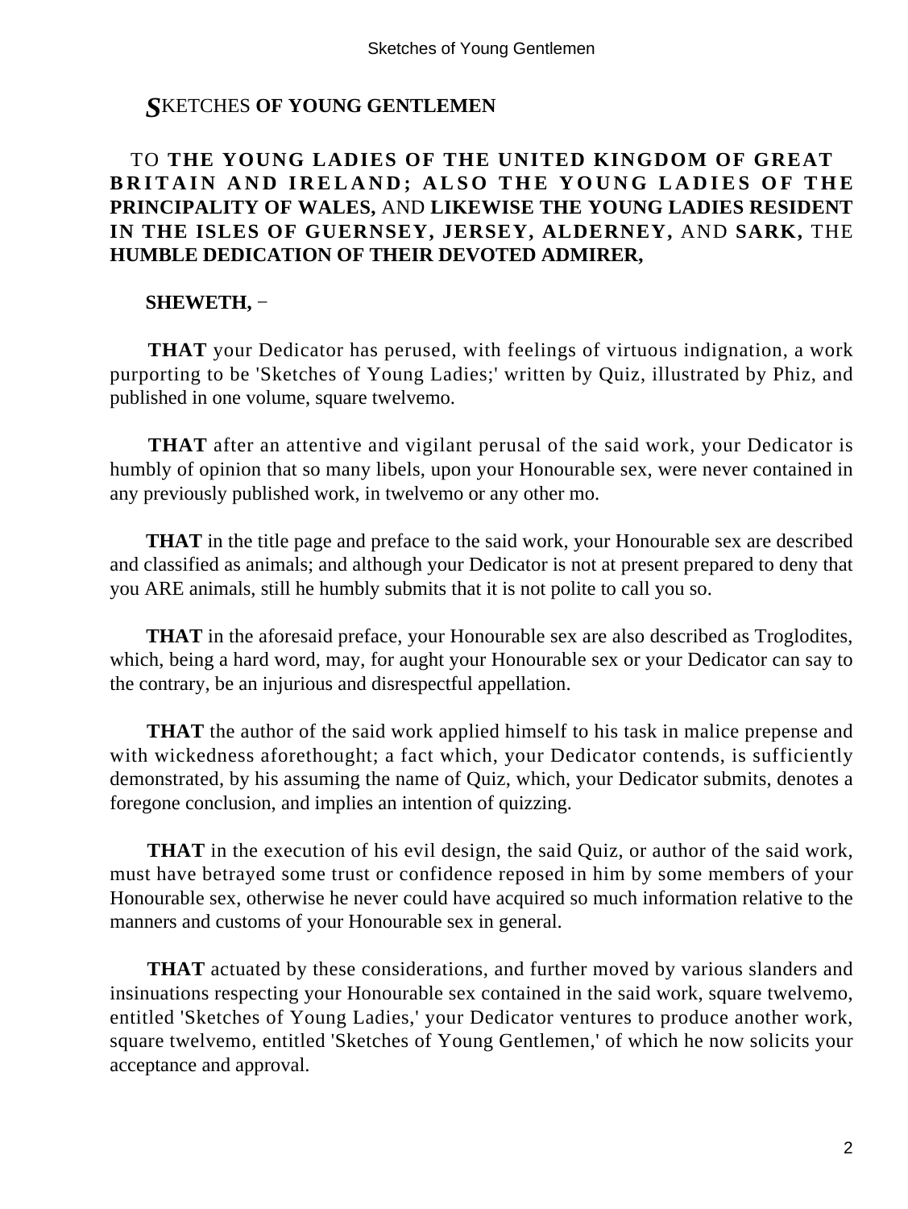# SKETCHES OF YOUNG GENTLEMEN

TO **THE YOUNG LADIES OF THE UNITED KINGDOM OF GREAT BRITAIN AND IRELAND; ALSO THE YOUNG LADIES OF THE PRINCIPALITY OF WALES,** AND **LIKEWISE THE YOUNG LADIES RESIDENT IN THE ISLES OF GUERNSEY, JERSEY, ALDERNEY,** AND **SARK,** THE **HUMBLE DEDICATION OF THEIR DEVOTED ADMIRER,**

**SHEWETH,** –

**THAT** your Dedicator has perused, with feelings of virtuous indignation, a work purporting to be 'Sketches of Young Ladies;' written by Quiz, illustrated by Phiz, and published in one volume, square twelvemo.

**THAT** after an attentive and vigilant perusal of the said work, your Dedicator is humbly of opinion that so many libels, upon your Honourable sex, were never contained in any previously published work, in twelvemo or any other mo.

**THAT** in the title page and preface to the said work, your Honourable sex are described and classified as animals; and although your Dedicator is not at present prepared to deny that you ARE animals, still he humbly submits that it is not polite to call you so.

**THAT** in the aforesaid preface, your Honourable sex are also described as Troglodites, which, being a hard word, may, for aught your Honourable sex or your Dedicator can say to the contrary, be an injurious and disrespectful appellation.

**THAT** the author of the said work applied himself to his task in malice prepense and with wickedness aforethought; a fact which, your Dedicator contends, is sufficiently demonstrated, by his assuming the name of Quiz, which, your Dedicator submits, denotes a foregone conclusion, and implies an intention of quizzing.

**THAT** in the execution of his evil design, the said Quiz, or author of the said work, must have betrayed some trust or confidence reposed in him by some members of your Honourable sex, otherwise he never could have acquired so much information relative to the manners and customs of your Honourable sex in general.

**THAT** actuated by these considerations, and further moved by various slanders and insinuations respecting your Honourable sex contained in the said work, square twelvemo, entitled 'Sketches of Young Ladies,' your Dedicator ventures to produce another work, square twelvemo, entitled 'Sketches of Young Gentlemen,' of which he now solicits your acceptance and approval.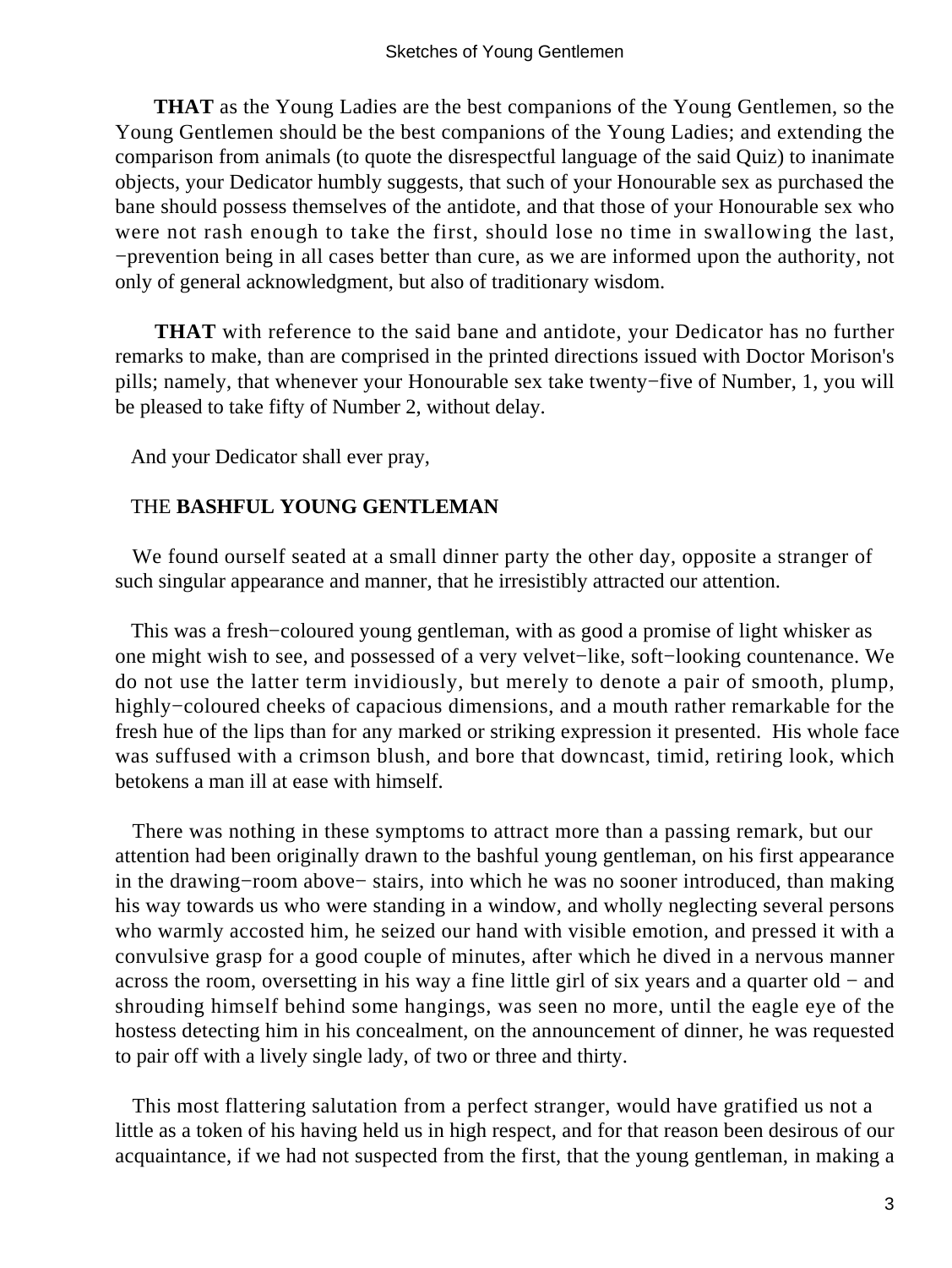**THAT** as the Young Ladies are the best companions of the Young Gentlemen, so the Young Gentlemen should be the best companions of the Young Ladies; and extending the comparison from animals (to quote the disrespectful language of the said Quiz) to inanimate objects, your Dedicator humbly suggests, that such of your Honourable sex as purchased the bane should possess themselves of the antidote, and that those of your Honourable sex who were not rash enough to take the first, should lose no time in swallowing the last, −prevention being in all cases better than cure, as we are informed upon the authority, not only of general acknowledgment, but also of traditionary wisdom.

**THAT** with reference to the said bane and antidote, your Dedicator has no further remarks to make, than are comprised in the printed directions issued with Doctor Morison's pills; namely, that whenever your Honourable sex take twenty−five of Number, 1, you will be pleased to take fifty of Number 2, without delay.

And your Dedicator shall ever pray,

## THE **BASHFUL YOUNG GENTLEMAN**

We found ourself seated at a small dinner party the other day, opposite a stranger of such singular appearance and manner, that he irresistibly attracted our attention.

This was a fresh−coloured young gentleman, with as good a promise of light whisker as one might wish to see, and possessed of a very velvet−like, soft−looking countenance. We do not use the latter term invidiously, but merely to denote a pair of smooth, plump, highly−coloured cheeks of capacious dimensions, and a mouth rather remarkable for the fresh hue of the lips than for any marked or striking expression it presented. His whole face was suffused with a crimson blush, and bore that downcast, timid, retiring look, which betokens a man ill at ease with himself.

There was nothing in these symptoms to attract more than a passing remark, but our attention had been originally drawn to the bashful young gentleman, on his first appearance in the drawing−room above− stairs, into which he was no sooner introduced, than making his way towards us who were standing in a window, and wholly neglecting several persons who warmly accosted him, he seized our hand with visible emotion, and pressed it with a convulsive grasp for a good couple of minutes, after which he dived in a nervous manner across the room, oversetting in his way a fine little girl of six years and a quarter old − and shrouding himself behind some hangings, was seen no more, until the eagle eye of the hostess detecting him in his concealment, on the announcement of dinner, he was requested to pair off with a lively single lady, of two or three and thirty.

This most flattering salutation from a perfect stranger, would have gratified us not a little as a token of his having held us in high respect, and for that reason been desirous of our acquaintance, if we had not suspected from the first, that the young gentleman, in making a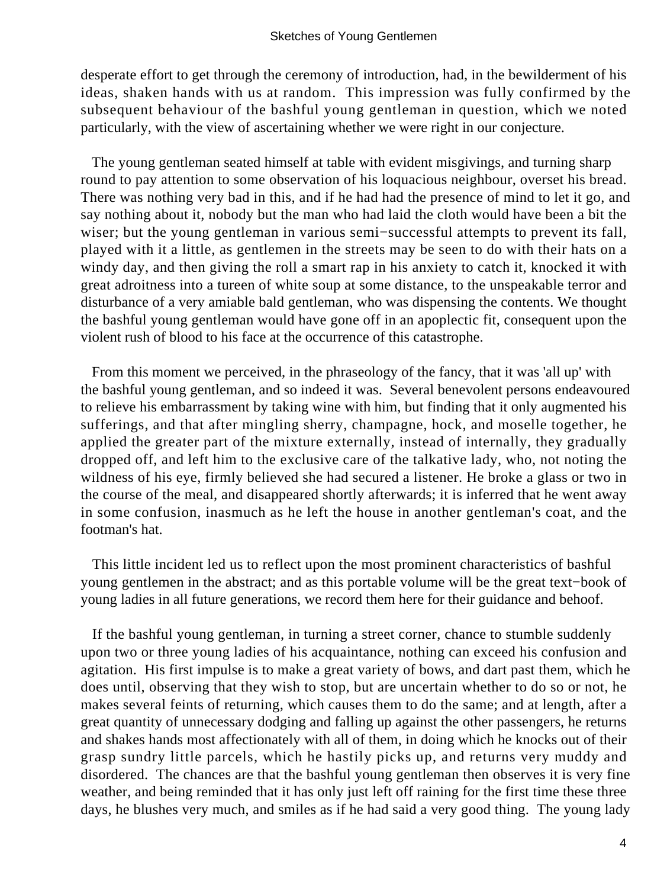desperate effort to get through the ceremony of introduction, had, in the bewilderment of his ideas, shaken hands with us at random. This impression was fully confirmed by the subsequent behaviour of the bashful young gentleman in question, which we noted particularly, with the view of ascertaining whether we were right in our conjecture.

The young gentleman seated himself at table with evident misgivings, and turning sharp round to pay attention to some observation of his loquacious neighbour, overset his bread. There was nothing very bad in this, and if he had had the presence of mind to let it go, and say nothing about it, nobody but the man who had laid the cloth would have been a bit the wiser; but the young gentleman in various semi−successful attempts to prevent its fall, played with it a little, as gentlemen in the streets may be seen to do with their hats on a windy day, and then giving the roll a smart rap in his anxiety to catch it, knocked it with great adroitness into a tureen of white soup at some distance, to the unspeakable terror and disturbance of a very amiable bald gentleman, who was dispensing the contents. We thought the bashful young gentleman would have gone off in an apoplectic fit, consequent upon the violent rush of blood to his face at the occurrence of this catastrophe.

From this moment we perceived, in the phraseology of the fancy, that it was 'all up' with the bashful young gentleman, and so indeed it was. Several benevolent persons endeavoured to relieve his embarrassment by taking wine with him, but finding that it only augmented his sufferings, and that after mingling sherry, champagne, hock, and moselle together, he applied the greater part of the mixture externally, instead of internally, they gradually dropped off, and left him to the exclusive care of the talkative lady, who, not noting the wildness of his eye, firmly believed she had secured a listener. He broke a glass or two in the course of the meal, and disappeared shortly afterwards; it is inferred that he went away in some confusion, inasmuch as he left the house in another gentleman's coat, and the footman's hat.

This little incident led us to reflect upon the most prominent characteristics of bashful young gentlemen in the abstract; and as this portable volume will be the great text−book of young ladies in all future generations, we record them here for their guidance and behoof.

If the bashful young gentleman, in turning a street corner, chance to stumble suddenly upon two or three young ladies of his acquaintance, nothing can exceed his confusion and agitation. His first impulse is to make a great variety of bows, and dart past them, which he does until, observing that they wish to stop, but are uncertain whether to do so or not, he makes several feints of returning, which causes them to do the same; and at length, after a great quantity of unnecessary dodging and falling up against the other passengers, he returns and shakes hands most affectionately with all of them, in doing which he knocks out of their grasp sundry little parcels, which he hastily picks up, and returns very muddy and disordered. The chances are that the bashful young gentleman then observes it is very fine weather, and being reminded that it has only just left off raining for the first time these three days, he blushes very much, and smiles as if he had said a very good thing. The young lady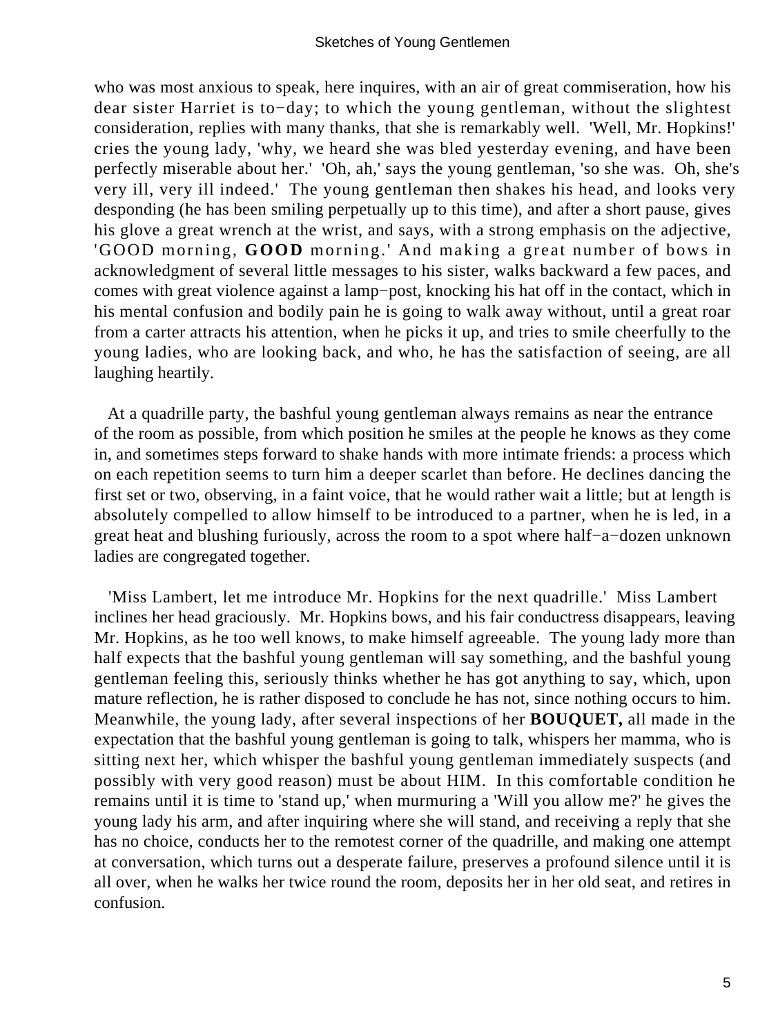who was most anxious to speak, here inquires, with an air of great commiseration, how his dear sister Harriet is to−day; to which the young gentleman, without the slightest consideration, replies with many thanks, that she is remarkably well. 'Well, Mr. Hopkins!' cries the young lady, 'why, we heard she was bled yesterday evening, and have been perfectly miserable about her.' 'Oh, ah,' says the young gentleman, 'so she was. Oh, she's very ill, very ill indeed.' The young gentleman then shakes his head, and looks very desponding (he has been smiling perpetually up to this time), and after a short pause, gives his glove a great wrench at the wrist, and says, with a strong emphasis on the adjective, 'GOOD morning, **GOOD** morning.' And making a great number of bows in acknowledgment of several little messages to his sister, walks backward a few paces, and comes with great violence against a lamp−post, knocking his hat off in the contact, which in his mental confusion and bodily pain he is going to walk away without, until a great roar from a carter attracts his attention, when he picks it up, and tries to smile cheerfully to the young ladies, who are looking back, and who, he has the satisfaction of seeing, are all laughing heartily.

At a quadrille party, the bashful young gentleman always remains as near the entrance of the room as possible, from which position he smiles at the people he knows as they come in, and sometimes steps forward to shake hands with more intimate friends: a process which on each repetition seems to turn him a deeper scarlet than before. He declines dancing the first set or two, observing, in a faint voice, that he would rather wait a little; but at length is absolutely compelled to allow himself to be introduced to a partner, when he is led, in a great heat and blushing furiously, across the room to a spot where half−a−dozen unknown ladies are congregated together.

'Miss Lambert, let me introduce Mr. Hopkins for the next quadrille.' Miss Lambert inclines her head graciously. Mr. Hopkins bows, and his fair conductress disappears, leaving Mr. Hopkins, as he too well knows, to make himself agreeable. The young lady more than half expects that the bashful young gentleman will say something, and the bashful young gentleman feeling this, seriously thinks whether he has got anything to say, which, upon mature reflection, he is rather disposed to conclude he has not, since nothing occurs to him. Meanwhile, the young lady, after several inspections of her **BOUQUET,** all made in the expectation that the bashful young gentleman is going to talk, whispers her mamma, who is sitting next her, which whisper the bashful young gentleman immediately suspects (and possibly with very good reason) must be about HIM. In this comfortable condition he remains until it is time to 'stand up,' when murmuring a 'Will you allow me?' he gives the young lady his arm, and after inquiring where she will stand, and receiving a reply that she has no choice, conducts her to the remotest corner of the quadrille, and making one attempt at conversation, which turns out a desperate failure, preserves a profound silence until it is all over, when he walks her twice round the room, deposits her in her old seat, and retires in confusion.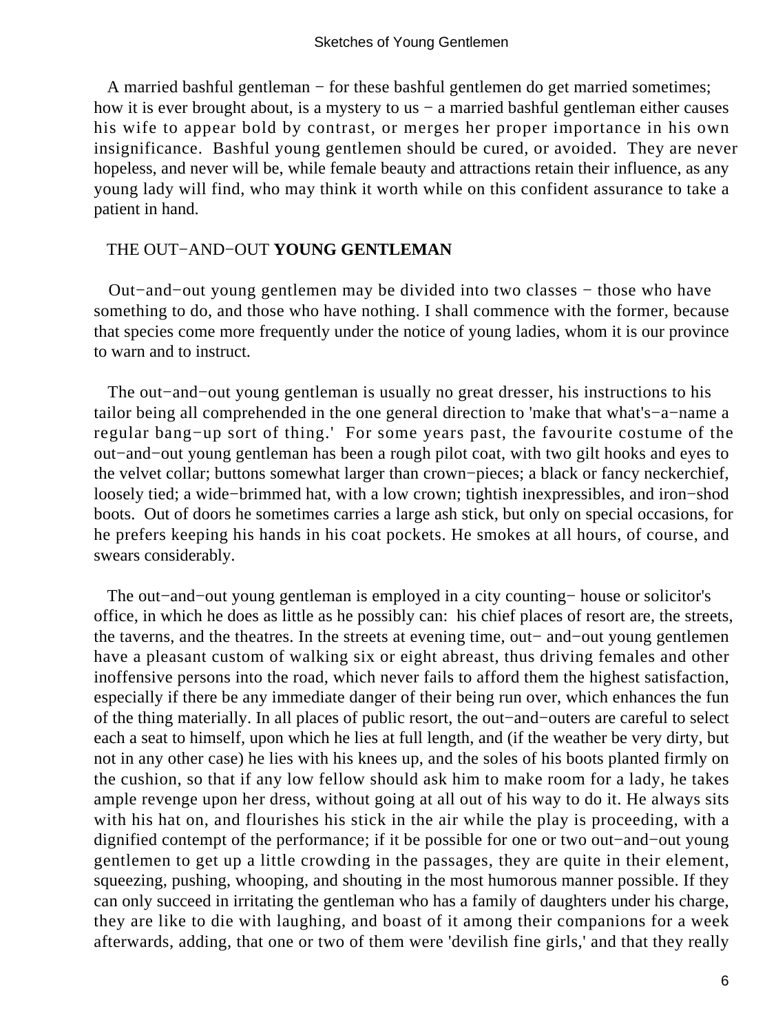A married bashful gentleman − for these bashful gentlemen do get married sometimes; how it is ever brought about, is a mystery to us − a married bashful gentleman either causes his wife to appear bold by contrast, or merges her proper importance in his own insignificance. Bashful young gentlemen should be cured, or avoided. They are never hopeless, and never will be, while female beauty and attractions retain their influence, as any young lady will find, who may think it worth while on this confident assurance to take a patient in hand.

## THE OUT−AND−OUT **YOUNG GENTLEMAN**

Out−and−out young gentlemen may be divided into two classes − those who have something to do, and those who have nothing. I shall commence with the former, because that species come more frequently under the notice of young ladies, whom it is our province to warn and to instruct.

The out−and−out young gentleman is usually no great dresser, his instructions to his tailor being all comprehended in the one general direction to 'make that what's−a−name a regular bang−up sort of thing.' For some years past, the favourite costume of the out−and−out young gentleman has been a rough pilot coat, with two gilt hooks and eyes to the velvet collar; buttons somewhat larger than crown−pieces; a black or fancy neckerchief, loosely tied; a wide−brimmed hat, with a low crown; tightish inexpressibles, and iron−shod boots. Out of doors he sometimes carries a large ash stick, but only on special occasions, for he prefers keeping his hands in his coat pockets. He smokes at all hours, of course, and swears considerably.

The out−and−out young gentleman is employed in a city counting− house or solicitor's office, in which he does as little as he possibly can: his chief places of resort are, the streets, the taverns, and the theatres. In the streets at evening time, out− and−out young gentlemen have a pleasant custom of walking six or eight abreast, thus driving females and other inoffensive persons into the road, which never fails to afford them the highest satisfaction, especially if there be any immediate danger of their being run over, which enhances the fun of the thing materially. In all places of public resort, the out−and−outers are careful to select each a seat to himself, upon which he lies at full length, and (if the weather be very dirty, but not in any other case) he lies with his knees up, and the soles of his boots planted firmly on the cushion, so that if any low fellow should ask him to make room for a lady, he takes ample revenge upon her dress, without going at all out of his way to do it. He always sits with his hat on, and flourishes his stick in the air while the play is proceeding, with a dignified contempt of the performance; if it be possible for one or two out−and−out young gentlemen to get up a little crowding in the passages, they are quite in their element, squeezing, pushing, whooping, and shouting in the most humorous manner possible. If they can only succeed in irritating the gentleman who has a family of daughters under his charge, they are like to die with laughing, and boast of it among their companions for a week afterwards, adding, that one or two of them were 'devilish fine girls,' and that they really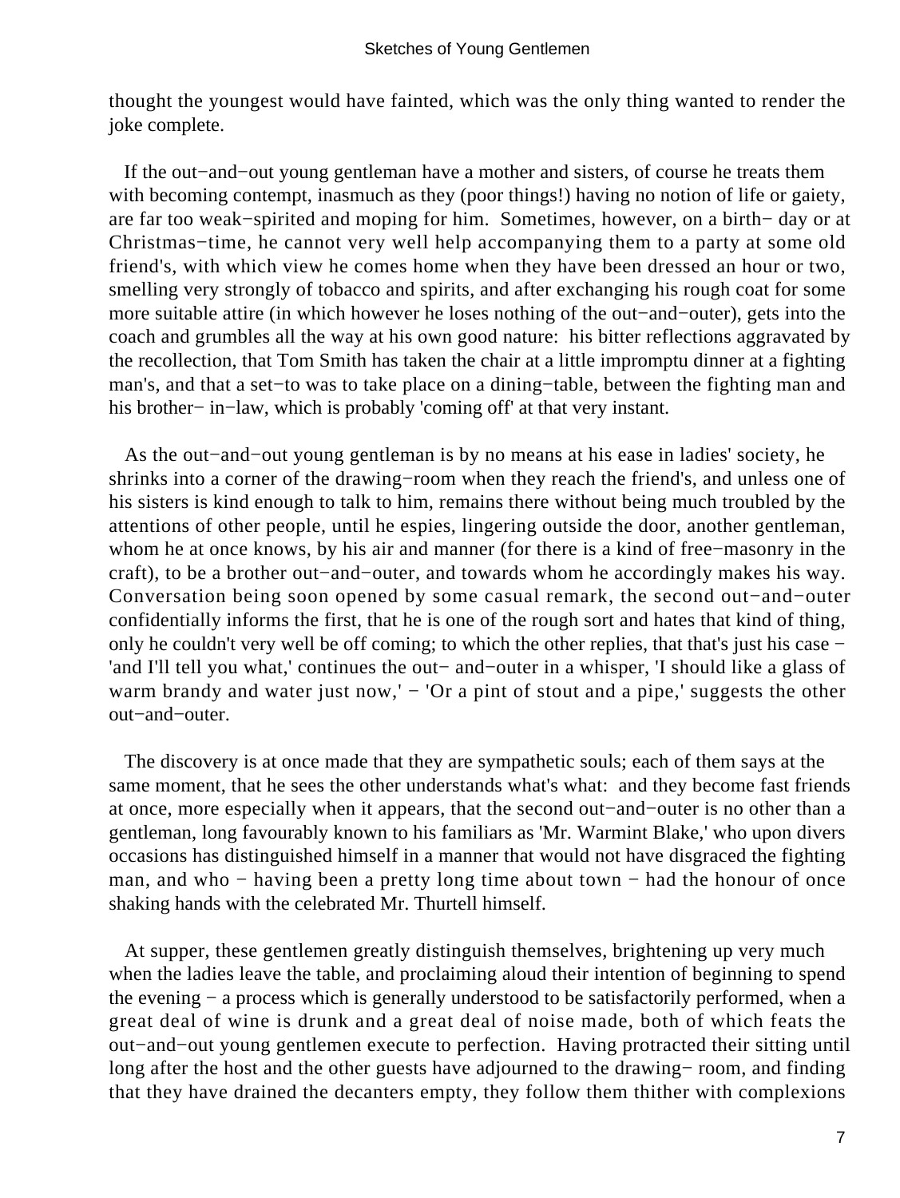thought the youngest would have fainted, which was the only thing wanted to render the joke complete.

If the out−and−out young gentleman have a mother and sisters, of course he treats them with becoming contempt, inasmuch as they (poor things!) having no notion of life or gaiety, are far too weak−spirited and moping for him. Sometimes, however, on a birth− day or at Christmas−time, he cannot very well help accompanying them to a party at some old friend's, with which view he comes home when they have been dressed an hour or two, smelling very strongly of tobacco and spirits, and after exchanging his rough coat for some more suitable attire (in which however he loses nothing of the out−and−outer), gets into the coach and grumbles all the way at his own good nature: his bitter reflections aggravated by the recollection, that Tom Smith has taken the chair at a little impromptu dinner at a fighting man's, and that a set−to was to take place on a dining−table, between the fighting man and his brother− in−law, which is probably 'coming off' at that very instant.

As the out−and−out young gentleman is by no means at his ease in ladies' society, he shrinks into a corner of the drawing−room when they reach the friend's, and unless one of his sisters is kind enough to talk to him, remains there without being much troubled by the attentions of other people, until he espies, lingering outside the door, another gentleman, whom he at once knows, by his air and manner (for there is a kind of free−masonry in the craft), to be a brother out−and−outer, and towards whom he accordingly makes his way. Conversation being soon opened by some casual remark, the second out−and−outer confidentially informs the first, that he is one of the rough sort and hates that kind of thing, only he couldn't very well be off coming; to which the other replies, that that's just his case − 'and I'll tell you what,' continues the out− and−outer in a whisper, 'I should like a glass of warm brandy and water just now,' − 'Or a pint of stout and a pipe,' suggests the other out−and−outer.

The discovery is at once made that they are sympathetic souls; each of them says at the same moment, that he sees the other understands what's what: and they become fast friends at once, more especially when it appears, that the second out−and−outer is no other than a gentleman, long favourably known to his familiars as 'Mr. Warmint Blake,' who upon divers occasions has distinguished himself in a manner that would not have disgraced the fighting man, and who − having been a pretty long time about town − had the honour of once shaking hands with the celebrated Mr. Thurtell himself.

At supper, these gentlemen greatly distinguish themselves, brightening up very much when the ladies leave the table, and proclaiming aloud their intention of beginning to spend the evening − a process which is generally understood to be satisfactorily performed, when a great deal of wine is drunk and a great deal of noise made, both of which feats the out−and−out young gentlemen execute to perfection. Having protracted their sitting until long after the host and the other guests have adjourned to the drawing− room, and finding that they have drained the decanters empty, they follow them thither with complexions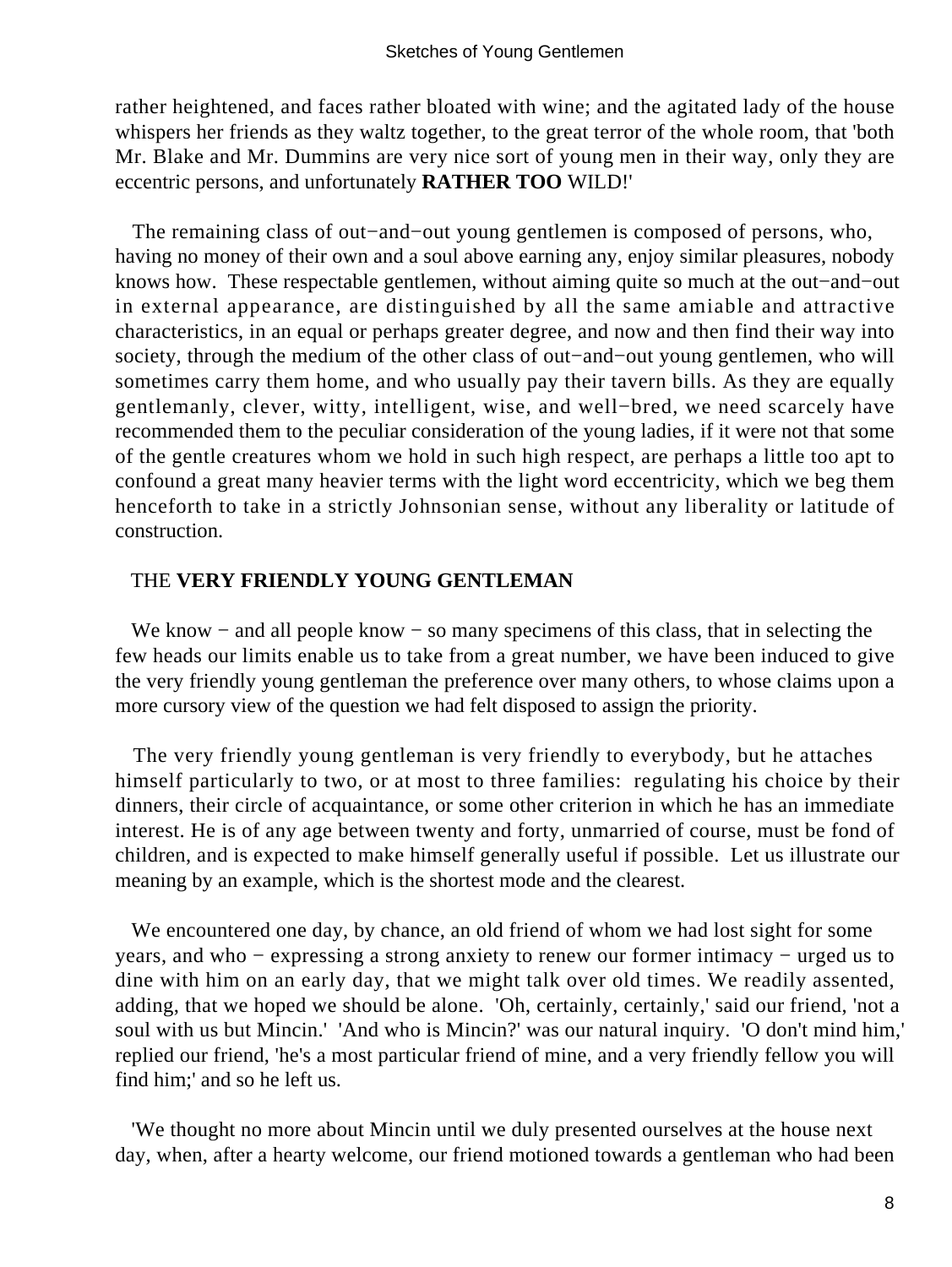rather heightened, and faces rather bloated with wine; and the agitated lady of the house whispers her friends as they waltz together, to the great terror of the whole room, that 'both Mr. Blake and Mr. Dummins are very nice sort of young men in their way, only they are eccentric persons, and unfortunately **RATHER TOO** WILD!'

The remaining class of out−and−out young gentlemen is composed of persons, who, having no money of their own and a soul above earning any, enjoy similar pleasures, nobody knows how. These respectable gentlemen, without aiming quite so much at the out−and−out in external appearance, are distinguished by all the same amiable and attractive characteristics, in an equal or perhaps greater degree, and now and then find their way into society, through the medium of the other class of out−and−out young gentlemen, who will sometimes carry them home, and who usually pay their tavern bills. As they are equally gentlemanly, clever, witty, intelligent, wise, and well−bred, we need scarcely have recommended them to the peculiar consideration of the young ladies, if it were not that some of the gentle creatures whom we hold in such high respect, are perhaps a little too apt to confound a great many heavier terms with the light word eccentricity, which we beg them henceforth to take in a strictly Johnsonian sense, without any liberality or latitude of construction.

## THE **VERY FRIENDLY YOUNG GENTLEMAN**

We know − and all people know − so many specimens of this class, that in selecting the few heads our limits enable us to take from a great number, we have been induced to give the very friendly young gentleman the preference over many others, to whose claims upon a more cursory view of the question we had felt disposed to assign the priority.

The very friendly young gentleman is very friendly to everybody, but he attaches himself particularly to two, or at most to three families: regulating his choice by their dinners, their circle of acquaintance, or some other criterion in which he has an immediate interest. He is of any age between twenty and forty, unmarried of course, must be fond of children, and is expected to make himself generally useful if possible. Let us illustrate our meaning by an example, which is the shortest mode and the clearest.

We encountered one day, by chance, an old friend of whom we had lost sight for some years, and who − expressing a strong anxiety to renew our former intimacy − urged us to dine with him on an early day, that we might talk over old times. We readily assented, adding, that we hoped we should be alone. 'Oh, certainly, certainly,' said our friend, 'not a soul with us but Mincin.' 'And who is Mincin?' was our natural inquiry. 'O don't mind him,' replied our friend, 'he's a most particular friend of mine, and a very friendly fellow you will find him;' and so he left us.

'We thought no more about Mincin until we duly presented ourselves at the house next day, when, after a hearty welcome, our friend motioned towards a gentleman who had been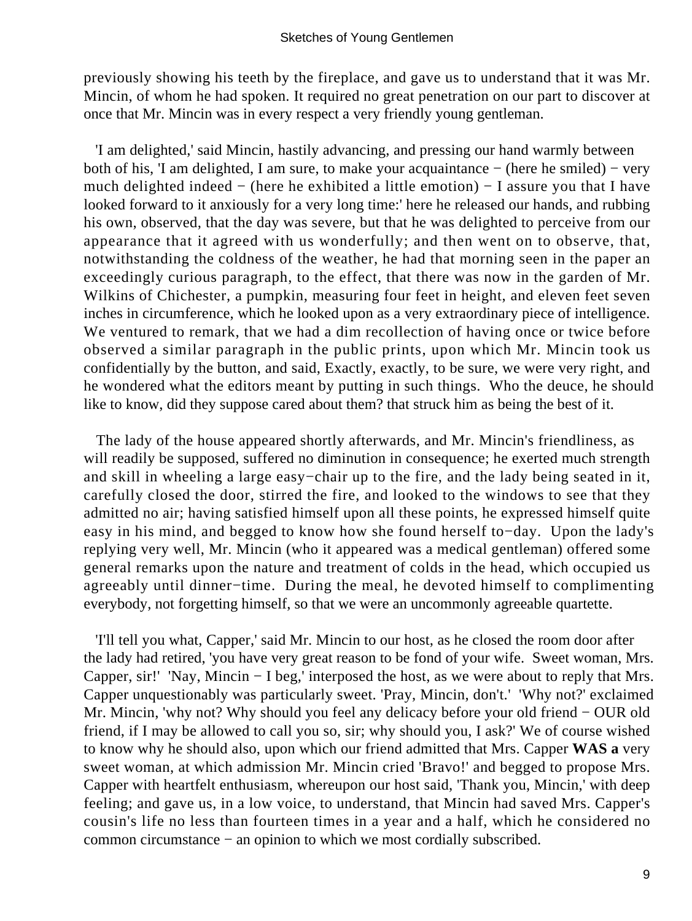previously showing his teeth by the fireplace, and gave us to understand that it was Mr. Mincin, of whom he had spoken. It required no great penetration on our part to discover at once that Mr. Mincin was in every respect a very friendly young gentleman.

'I am delighted,' said Mincin, hastily advancing, and pressing our hand warmly between both of his, 'I am delighted, I am sure, to make your acquaintance − (here he smiled) − very much delighted indeed − (here he exhibited a little emotion) − I assure you that I have looked forward to it anxiously for a very long time:' here he released our hands, and rubbing his own, observed, that the day was severe, but that he was delighted to perceive from our appearance that it agreed with us wonderfully; and then went on to observe, that, notwithstanding the coldness of the weather, he had that morning seen in the paper an exceedingly curious paragraph, to the effect, that there was now in the garden of Mr. Wilkins of Chichester, a pumpkin, measuring four feet in height, and eleven feet seven inches in circumference, which he looked upon as a very extraordinary piece of intelligence. We ventured to remark, that we had a dim recollection of having once or twice before observed a similar paragraph in the public prints, upon which Mr. Mincin took us confidentially by the button, and said, Exactly, exactly, to be sure, we were very right, and he wondered what the editors meant by putting in such things. Who the deuce, he should like to know, did they suppose cared about them? that struck him as being the best of it.

The lady of the house appeared shortly afterwards, and Mr. Mincin's friendliness, as will readily be supposed, suffered no diminution in consequence; he exerted much strength and skill in wheeling a large easy−chair up to the fire, and the lady being seated in it, carefully closed the door, stirred the fire, and looked to the windows to see that they admitted no air; having satisfied himself upon all these points, he expressed himself quite easy in his mind, and begged to know how she found herself to−day. Upon the lady's replying very well, Mr. Mincin (who it appeared was a medical gentleman) offered some general remarks upon the nature and treatment of colds in the head, which occupied us agreeably until dinner−time. During the meal, he devoted himself to complimenting everybody, not forgetting himself, so that we were an uncommonly agreeable quartette.

'I'll tell you what, Capper,' said Mr. Mincin to our host, as he closed the room door after the lady had retired, 'you have very great reason to be fond of your wife. Sweet woman, Mrs. Capper, sir!' 'Nay, Mincin − I beg,' interposed the host, as we were about to reply that Mrs. Capper unquestionably was particularly sweet. 'Pray, Mincin, don't.' 'Why not?' exclaimed Mr. Mincin, 'why not? Why should you feel any delicacy before your old friend − OUR old friend, if I may be allowed to call you so, sir; why should you, I ask?' We of course wished to know why he should also, upon which our friend admitted that Mrs. Capper **WAS a** very sweet woman, at which admission Mr. Mincin cried 'Bravo!' and begged to propose Mrs. Capper with heartfelt enthusiasm, whereupon our host said, 'Thank you, Mincin,' with deep feeling; and gave us, in a low voice, to understand, that Mincin had saved Mrs. Capper's cousin's life no less than fourteen times in a year and a half, which he considered no common circumstance − an opinion to which we most cordially subscribed.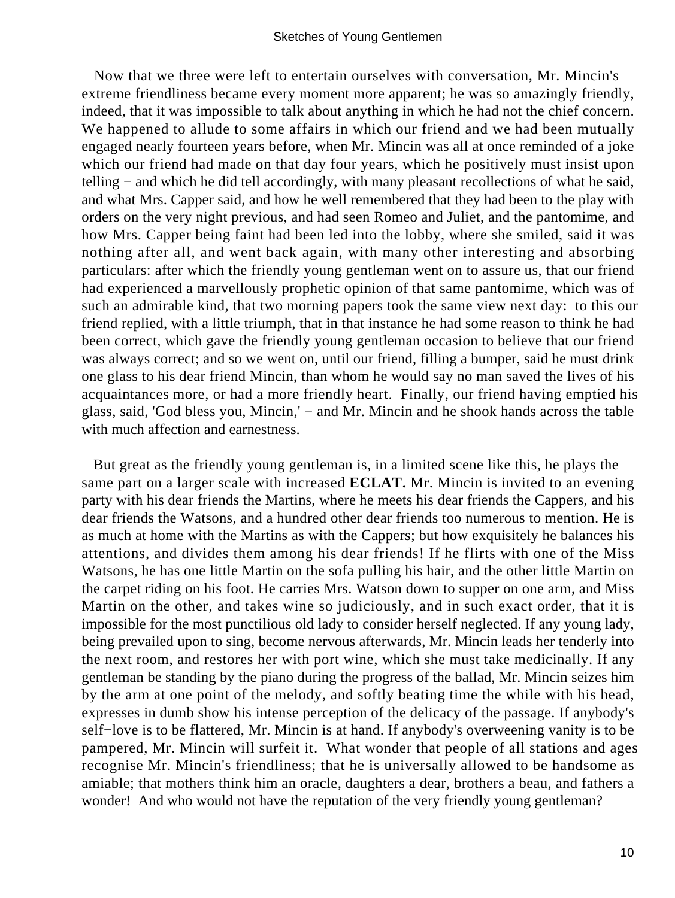Now that we three were left to entertain ourselves with conversation, Mr. Mincin's extreme friendliness became every moment more apparent; he was so amazingly friendly, indeed, that it was impossible to talk about anything in which he had not the chief concern. We happened to allude to some affairs in which our friend and we had been mutually engaged nearly fourteen years before, when Mr. Mincin was all at once reminded of a joke which our friend had made on that day four years, which he positively must insist upon telling − and which he did tell accordingly, with many pleasant recollections of what he said, and what Mrs. Capper said, and how he well remembered that they had been to the play with orders on the very night previous, and had seen Romeo and Juliet, and the pantomime, and how Mrs. Capper being faint had been led into the lobby, where she smiled, said it was nothing after all, and went back again, with many other interesting and absorbing particulars: after which the friendly young gentleman went on to assure us, that our friend had experienced a marvellously prophetic opinion of that same pantomime, which was of such an admirable kind, that two morning papers took the same view next day: to this our friend replied, with a little triumph, that in that instance he had some reason to think he had been correct, which gave the friendly young gentleman occasion to believe that our friend was always correct; and so we went on, until our friend, filling a bumper, said he must drink one glass to his dear friend Mincin, than whom he would say no man saved the lives of his acquaintances more, or had a more friendly heart. Finally, our friend having emptied his glass, said, 'God bless you, Mincin,' − and Mr. Mincin and he shook hands across the table with much affection and earnestness.

But great as the friendly young gentleman is, in a limited scene like this, he plays the same part on a larger scale with increased **ECLAT.** Mr. Mincin is invited to an evening party with his dear friends the Martins, where he meets his dear friends the Cappers, and his dear friends the Watsons, and a hundred other dear friends too numerous to mention. He is as much at home with the Martins as with the Cappers; but how exquisitely he balances his attentions, and divides them among his dear friends! If he flirts with one of the Miss Watsons, he has one little Martin on the sofa pulling his hair, and the other little Martin on the carpet riding on his foot. He carries Mrs. Watson down to supper on one arm, and Miss Martin on the other, and takes wine so judiciously, and in such exact order, that it is impossible for the most punctilious old lady to consider herself neglected. If any young lady, being prevailed upon to sing, become nervous afterwards, Mr. Mincin leads her tenderly into the next room, and restores her with port wine, which she must take medicinally. If any gentleman be standing by the piano during the progress of the ballad, Mr. Mincin seizes him by the arm at one point of the melody, and softly beating time the while with his head, expresses in dumb show his intense perception of the delicacy of the passage. If anybody's self−love is to be flattered, Mr. Mincin is at hand. If anybody's overweening vanity is to be pampered, Mr. Mincin will surfeit it. What wonder that people of all stations and ages recognise Mr. Mincin's friendliness; that he is universally allowed to be handsome as amiable; that mothers think him an oracle, daughters a dear, brothers a beau, and fathers a wonder! And who would not have the reputation of the very friendly young gentleman?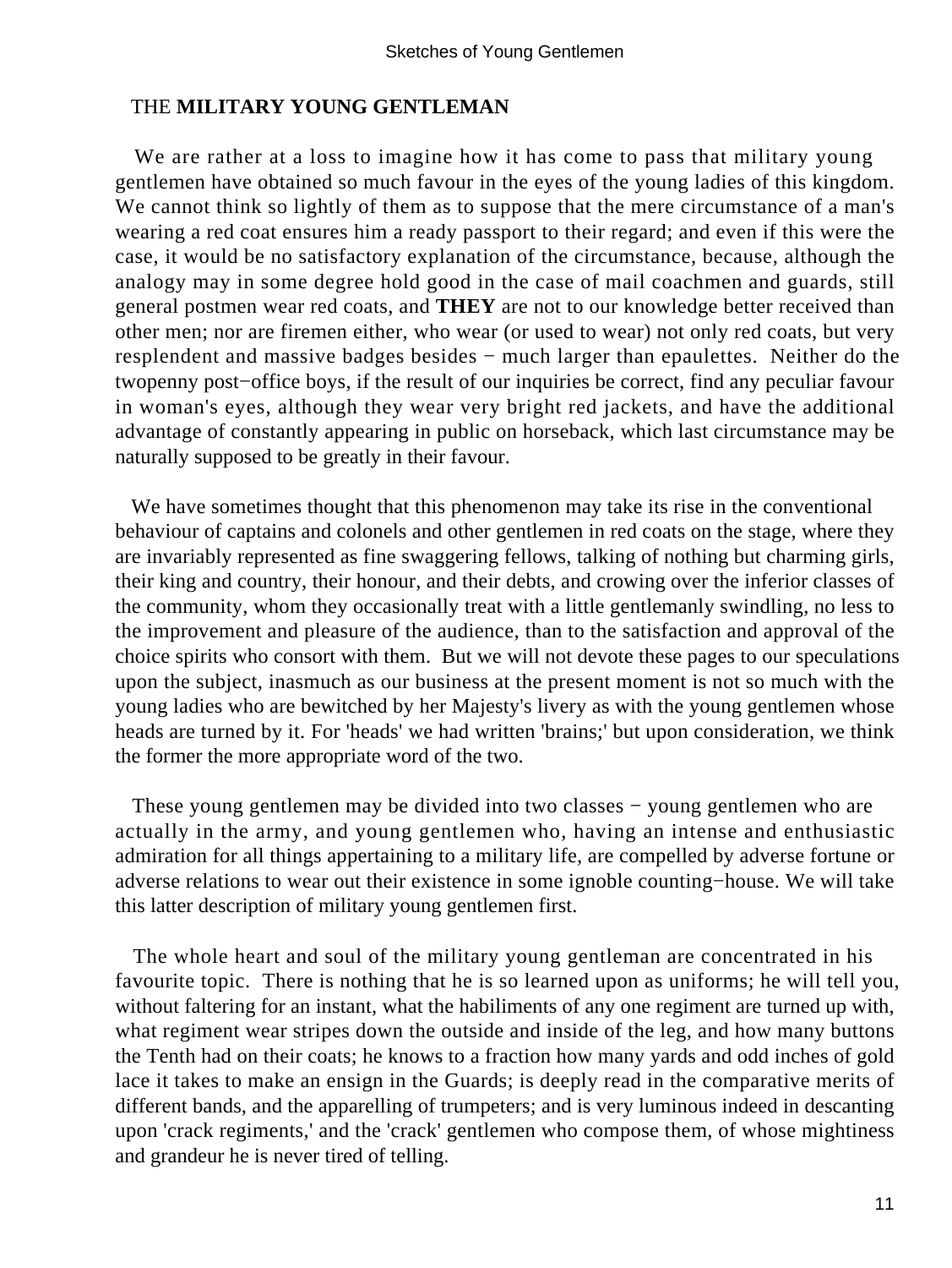## THE **MILITARY YOUNG GENTLEMAN**

We are rather at a loss to imagine how it has come to pass that military young gentlemen have obtained so much favour in the eyes of the young ladies of this kingdom. We cannot think so lightly of them as to suppose that the mere circumstance of a man's wearing a red coat ensures him a ready passport to their regard; and even if this were the case, it would be no satisfactory explanation of the circumstance, because, although the analogy may in some degree hold good in the case of mail coachmen and guards, still general postmen wear red coats, and **THEY** are not to our knowledge better received than other men; nor are firemen either, who wear (or used to wear) not only red coats, but very resplendent and massive badges besides − much larger than epaulettes. Neither do the twopenny post−office boys, if the result of our inquiries be correct, find any peculiar favour in woman's eyes, although they wear very bright red jackets, and have the additional advantage of constantly appearing in public on horseback, which last circumstance may be naturally supposed to be greatly in their favour.

We have sometimes thought that this phenomenon may take its rise in the conventional behaviour of captains and colonels and other gentlemen in red coats on the stage, where they are invariably represented as fine swaggering fellows, talking of nothing but charming girls, their king and country, their honour, and their debts, and crowing over the inferior classes of the community, whom they occasionally treat with a little gentlemanly swindling, no less to the improvement and pleasure of the audience, than to the satisfaction and approval of the choice spirits who consort with them. But we will not devote these pages to our speculations upon the subject, inasmuch as our business at the present moment is not so much with the young ladies who are bewitched by her Majesty's livery as with the young gentlemen whose heads are turned by it. For 'heads' we had written 'brains;' but upon consideration, we think the former the more appropriate word of the two.

These young gentlemen may be divided into two classes − young gentlemen who are actually in the army, and young gentlemen who, having an intense and enthusiastic admiration for all things appertaining to a military life, are compelled by adverse fortune or adverse relations to wear out their existence in some ignoble counting−house. We will take this latter description of military young gentlemen first.

The whole heart and soul of the military young gentleman are concentrated in his favourite topic. There is nothing that he is so learned upon as uniforms; he will tell you, without faltering for an instant, what the habiliments of any one regiment are turned up with, what regiment wear stripes down the outside and inside of the leg, and how many buttons the Tenth had on their coats; he knows to a fraction how many yards and odd inches of gold lace it takes to make an ensign in the Guards; is deeply read in the comparative merits of different bands, and the apparelling of trumpeters; and is very luminous indeed in descanting upon 'crack regiments,' and the 'crack' gentlemen who compose them, of whose mightiness and grandeur he is never tired of telling.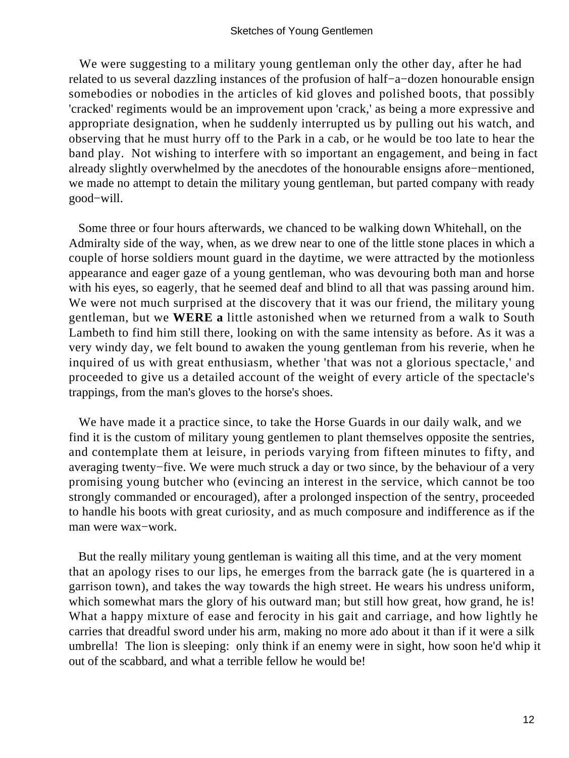We were suggesting to a military young gentleman only the other day, after he had related to us several dazzling instances of the profusion of half−a−dozen honourable ensign somebodies or nobodies in the articles of kid gloves and polished boots, that possibly 'cracked' regiments would be an improvement upon 'crack,' as being a more expressive and appropriate designation, when he suddenly interrupted us by pulling out his watch, and observing that he must hurry off to the Park in a cab, or he would be too late to hear the band play. Not wishing to interfere with so important an engagement, and being in fact already slightly overwhelmed by the anecdotes of the honourable ensigns afore−mentioned, we made no attempt to detain the military young gentleman, but parted company with ready good−will.

Some three or four hours afterwards, we chanced to be walking down Whitehall, on the Admiralty side of the way, when, as we drew near to one of the little stone places in which a couple of horse soldiers mount guard in the daytime, we were attracted by the motionless appearance and eager gaze of a young gentleman, who was devouring both man and horse with his eyes, so eagerly, that he seemed deaf and blind to all that was passing around him. We were not much surprised at the discovery that it was our friend, the military young gentleman, but we **WERE a** little astonished when we returned from a walk to South Lambeth to find him still there, looking on with the same intensity as before. As it was a very windy day, we felt bound to awaken the young gentleman from his reverie, when he inquired of us with great enthusiasm, whether 'that was not a glorious spectacle,' and proceeded to give us a detailed account of the weight of every article of the spectacle's trappings, from the man's gloves to the horse's shoes.

We have made it a practice since, to take the Horse Guards in our daily walk, and we find it is the custom of military young gentlemen to plant themselves opposite the sentries, and contemplate them at leisure, in periods varying from fifteen minutes to fifty, and averaging twenty−five. We were much struck a day or two since, by the behaviour of a very promising young butcher who (evincing an interest in the service, which cannot be too strongly commanded or encouraged), after a prolonged inspection of the sentry, proceeded to handle his boots with great curiosity, and as much composure and indifference as if the man were wax−work.

But the really military young gentleman is waiting all this time, and at the very moment that an apology rises to our lips, he emerges from the barrack gate (he is quartered in a garrison town), and takes the way towards the high street. He wears his undress uniform, which somewhat mars the glory of his outward man; but still how great, how grand, he is! What a happy mixture of ease and ferocity in his gait and carriage, and how lightly he carries that dreadful sword under his arm, making no more ado about it than if it were a silk umbrella! The lion is sleeping: only think if an enemy were in sight, how soon he'd whip it out of the scabbard, and what a terrible fellow he would be!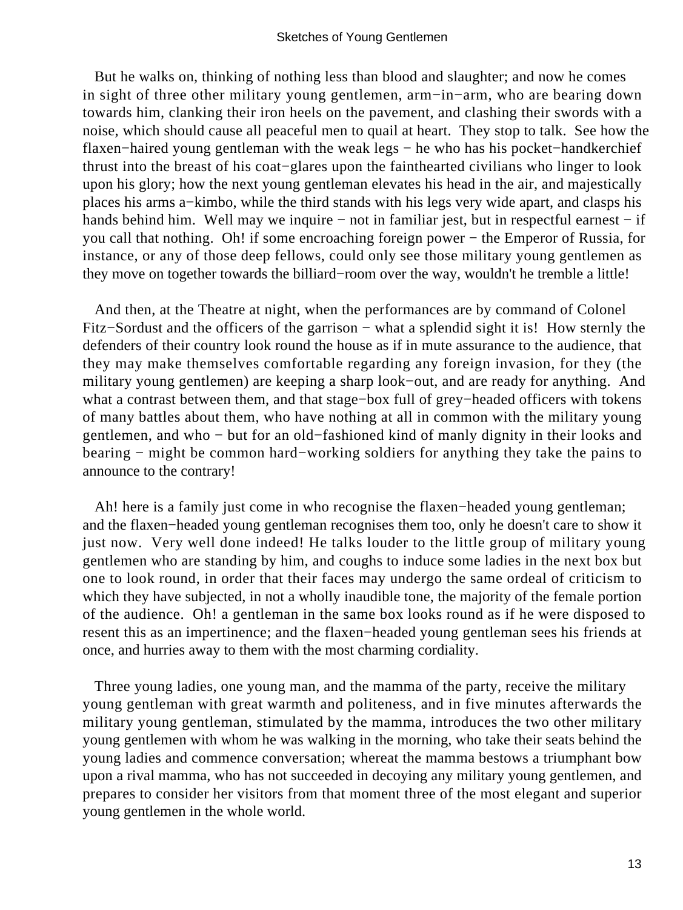But he walks on, thinking of nothing less than blood and slaughter; and now he comes in sight of three other military young gentlemen, arm−in−arm, who are bearing down towards him, clanking their iron heels on the pavement, and clashing their swords with a noise, which should cause all peaceful men to quail at heart. They stop to talk. See how the flaxen−haired young gentleman with the weak legs − he who has his pocket−handkerchief thrust into the breast of his coat−glares upon the fainthearted civilians who linger to look upon his glory; how the next young gentleman elevates his head in the air, and majestically places his arms a−kimbo, while the third stands with his legs very wide apart, and clasps his hands behind him. Well may we inquire − not in familiar jest, but in respectful earnest − if you call that nothing. Oh! if some encroaching foreign power − the Emperor of Russia, for instance, or any of those deep fellows, could only see those military young gentlemen as they move on together towards the billiard−room over the way, wouldn't he tremble a little!

And then, at the Theatre at night, when the performances are by command of Colonel Fitz−Sordust and the officers of the garrison − what a splendid sight it is! How sternly the defenders of their country look round the house as if in mute assurance to the audience, that they may make themselves comfortable regarding any foreign invasion, for they (the military young gentlemen) are keeping a sharp look−out, and are ready for anything. And what a contrast between them, and that stage−box full of grey−headed officers with tokens of many battles about them, who have nothing at all in common with the military young gentlemen, and who − but for an old−fashioned kind of manly dignity in their looks and bearing − might be common hard−working soldiers for anything they take the pains to announce to the contrary!

Ah! here is a family just come in who recognise the flaxen−headed young gentleman; and the flaxen−headed young gentleman recognises them too, only he doesn't care to show it just now. Very well done indeed! He talks louder to the little group of military young gentlemen who are standing by him, and coughs to induce some ladies in the next box but one to look round, in order that their faces may undergo the same ordeal of criticism to which they have subjected, in not a wholly inaudible tone, the majority of the female portion of the audience. Oh! a gentleman in the same box looks round as if he were disposed to resent this as an impertinence; and the flaxen−headed young gentleman sees his friends at once, and hurries away to them with the most charming cordiality.

Three young ladies, one young man, and the mamma of the party, receive the military young gentleman with great warmth and politeness, and in five minutes afterwards the military young gentleman, stimulated by the mamma, introduces the two other military young gentlemen with whom he was walking in the morning, who take their seats behind the young ladies and commence conversation; whereat the mamma bestows a triumphant bow upon a rival mamma, who has not succeeded in decoying any military young gentlemen, and prepares to consider her visitors from that moment three of the most elegant and superior young gentlemen in the whole world.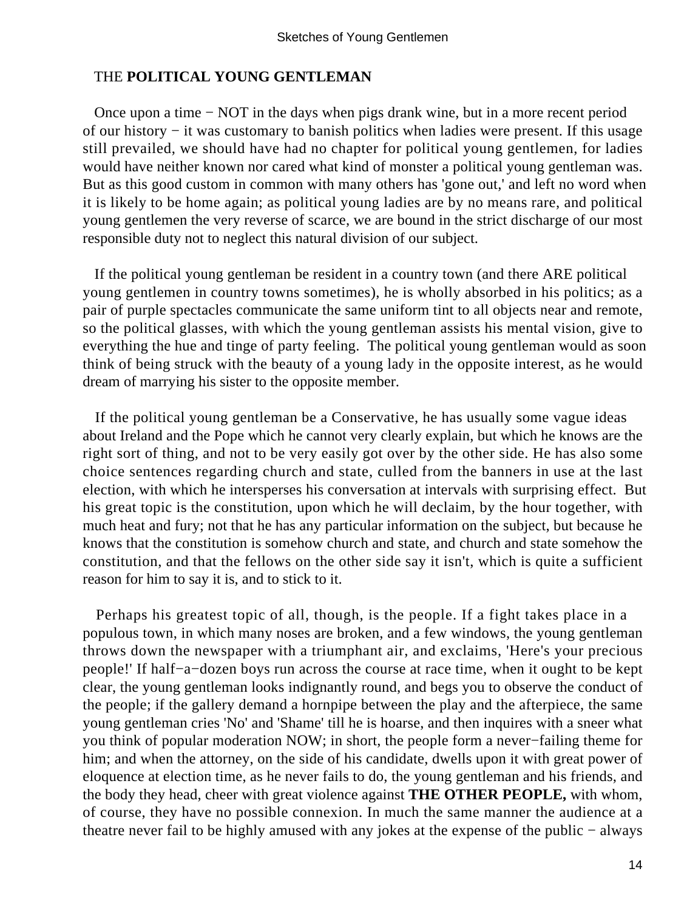## THE **POLITICAL YOUNG GENTLEMAN**

Once upon a time − NOT in the days when pigs drank wine, but in a more recent period of our history − it was customary to banish politics when ladies were present. If this usage still prevailed, we should have had no chapter for political young gentlemen, for ladies would have neither known nor cared what kind of monster a political young gentleman was. But as this good custom in common with many others has 'gone out,' and left no word when it is likely to be home again; as political young ladies are by no means rare, and political young gentlemen the very reverse of scarce, we are bound in the strict discharge of our most responsible duty not to neglect this natural division of our subject.

If the political young gentleman be resident in a country town (and there ARE political young gentlemen in country towns sometimes), he is wholly absorbed in his politics; as a pair of purple spectacles communicate the same uniform tint to all objects near and remote, so the political glasses, with which the young gentleman assists his mental vision, give to everything the hue and tinge of party feeling. The political young gentleman would as soon think of being struck with the beauty of a young lady in the opposite interest, as he would dream of marrying his sister to the opposite member.

If the political young gentleman be a Conservative, he has usually some vague ideas about Ireland and the Pope which he cannot very clearly explain, but which he knows are the right sort of thing, and not to be very easily got over by the other side. He has also some choice sentences regarding church and state, culled from the banners in use at the last election, with which he intersperses his conversation at intervals with surprising effect. But his great topic is the constitution, upon which he will declaim, by the hour together, with much heat and fury; not that he has any particular information on the subject, but because he knows that the constitution is somehow church and state, and church and state somehow the constitution, and that the fellows on the other side say it isn't, which is quite a sufficient reason for him to say it is, and to stick to it.

Perhaps his greatest topic of all, though, is the people. If a fight takes place in a populous town, in which many noses are broken, and a few windows, the young gentleman throws down the newspaper with a triumphant air, and exclaims, 'Here's your precious people!' If half−a−dozen boys run across the course at race time, when it ought to be kept clear, the young gentleman looks indignantly round, and begs you to observe the conduct of the people; if the gallery demand a hornpipe between the play and the afterpiece, the same young gentleman cries 'No' and 'Shame' till he is hoarse, and then inquires with a sneer what you think of popular moderation NOW; in short, the people form a never−failing theme for him; and when the attorney, on the side of his candidate, dwells upon it with great power of eloquence at election time, as he never fails to do, the young gentleman and his friends, and the body they head, cheer with great violence against **THE OTHER PEOPLE,** with whom, of course, they have no possible connexion. In much the same manner the audience at a theatre never fail to be highly amused with any jokes at the expense of the public − always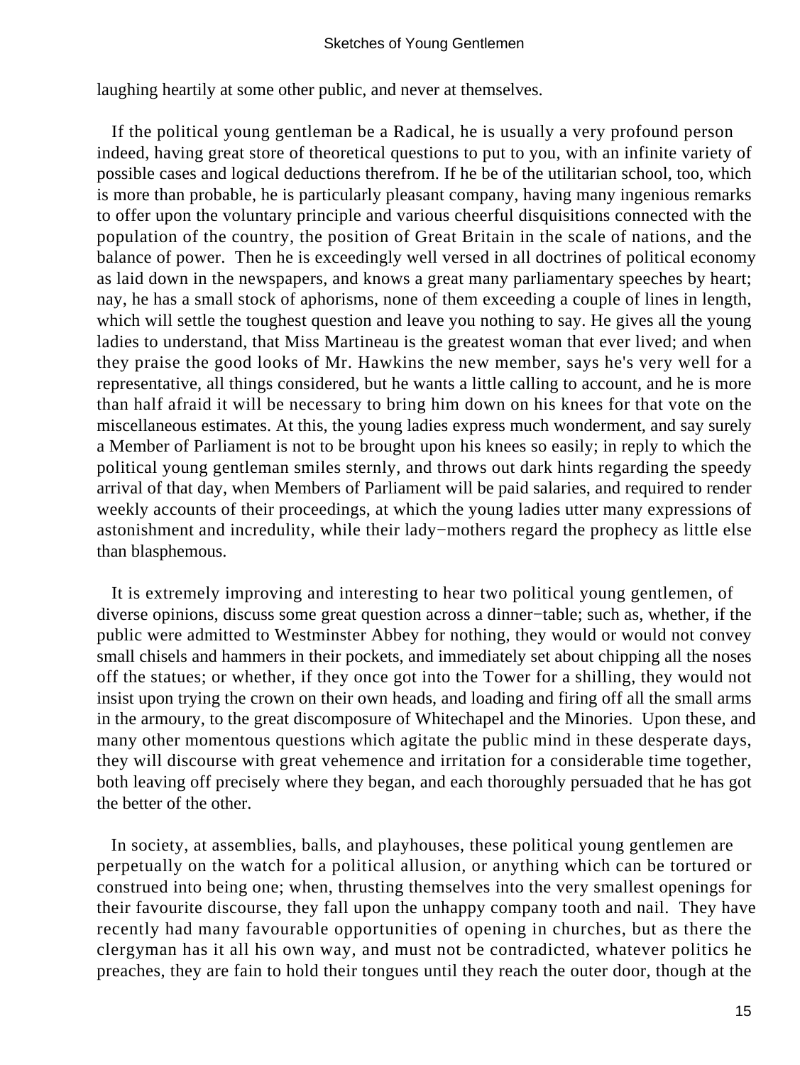laughing heartily at some other public, and never at themselves.

If the political young gentleman be a Radical, he is usually a very profound person indeed, having great store of theoretical questions to put to you, with an infinite variety of possible cases and logical deductions therefrom. If he be of the utilitarian school, too, which is more than probable, he is particularly pleasant company, having many ingenious remarks to offer upon the voluntary principle and various cheerful disquisitions connected with the population of the country, the position of Great Britain in the scale of nations, and the balance of power. Then he is exceedingly well versed in all doctrines of political economy as laid down in the newspapers, and knows a great many parliamentary speeches by heart; nay, he has a small stock of aphorisms, none of them exceeding a couple of lines in length, which will settle the toughest question and leave you nothing to say. He gives all the young ladies to understand, that Miss Martineau is the greatest woman that ever lived; and when they praise the good looks of Mr. Hawkins the new member, says he's very well for a representative, all things considered, but he wants a little calling to account, and he is more than half afraid it will be necessary to bring him down on his knees for that vote on the miscellaneous estimates. At this, the young ladies express much wonderment, and say surely a Member of Parliament is not to be brought upon his knees so easily; in reply to which the political young gentleman smiles sternly, and throws out dark hints regarding the speedy arrival of that day, when Members of Parliament will be paid salaries, and required to render weekly accounts of their proceedings, at which the young ladies utter many expressions of astonishment and incredulity, while their lady−mothers regard the prophecy as little else than blasphemous.

It is extremely improving and interesting to hear two political young gentlemen, of diverse opinions, discuss some great question across a dinner−table; such as, whether, if the public were admitted to Westminster Abbey for nothing, they would or would not convey small chisels and hammers in their pockets, and immediately set about chipping all the noses off the statues; or whether, if they once got into the Tower for a shilling, they would not insist upon trying the crown on their own heads, and loading and firing off all the small arms in the armoury, to the great discomposure of Whitechapel and the Minories. Upon these, and many other momentous questions which agitate the public mind in these desperate days, they will discourse with great vehemence and irritation for a considerable time together, both leaving off precisely where they began, and each thoroughly persuaded that he has got the better of the other.

In society, at assemblies, balls, and playhouses, these political young gentlemen are perpetually on the watch for a political allusion, or anything which can be tortured or construed into being one; when, thrusting themselves into the very smallest openings for their favourite discourse, they fall upon the unhappy company tooth and nail. They have recently had many favourable opportunities of opening in churches, but as there the clergyman has it all his own way, and must not be contradicted, whatever politics he preaches, they are fain to hold their tongues until they reach the outer door, though at the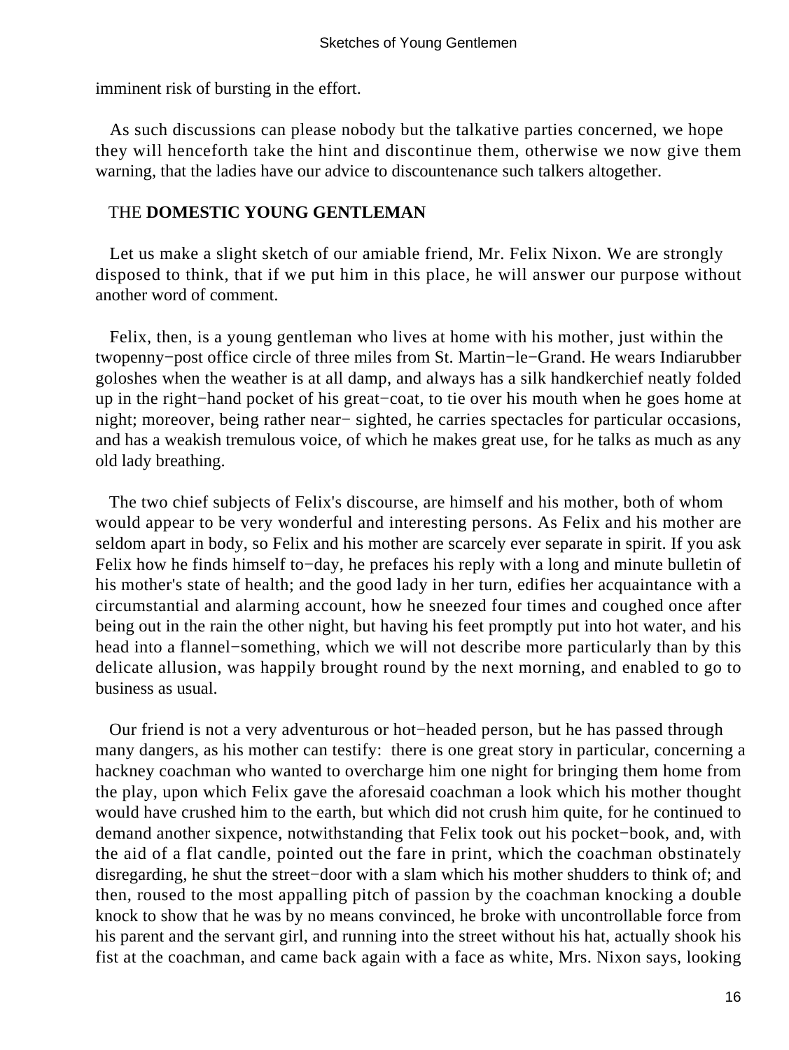imminent risk of bursting in the effort.

As such discussions can please nobody but the talkative parties concerned, we hope they will henceforth take the hint and discontinue them, otherwise we now give them warning, that the ladies have our advice to discountenance such talkers altogether.

## THE **DOMESTIC YOUNG GENTLEMAN**

Let us make a slight sketch of our amiable friend, Mr. Felix Nixon. We are strongly disposed to think, that if we put him in this place, he will answer our purpose without another word of comment.

Felix, then, is a young gentleman who lives at home with his mother, just within the twopenny−post office circle of three miles from St. Martin−le−Grand. He wears Indiarubber goloshes when the weather is at all damp, and always has a silk handkerchief neatly folded up in the right−hand pocket of his great−coat, to tie over his mouth when he goes home at night; moreover, being rather near− sighted, he carries spectacles for particular occasions, and has a weakish tremulous voice, of which he makes great use, for he talks as much as any old lady breathing.

The two chief subjects of Felix's discourse, are himself and his mother, both of whom would appear to be very wonderful and interesting persons. As Felix and his mother are seldom apart in body, so Felix and his mother are scarcely ever separate in spirit. If you ask Felix how he finds himself to−day, he prefaces his reply with a long and minute bulletin of his mother's state of health; and the good lady in her turn, edifies her acquaintance with a circumstantial and alarming account, how he sneezed four times and coughed once after being out in the rain the other night, but having his feet promptly put into hot water, and his head into a flannel−something, which we will not describe more particularly than by this delicate allusion, was happily brought round by the next morning, and enabled to go to business as usual.

Our friend is not a very adventurous or hot−headed person, but he has passed through many dangers, as his mother can testify: there is one great story in particular, concerning a hackney coachman who wanted to overcharge him one night for bringing them home from the play, upon which Felix gave the aforesaid coachman a look which his mother thought would have crushed him to the earth, but which did not crush him quite, for he continued to demand another sixpence, notwithstanding that Felix took out his pocket−book, and, with the aid of a flat candle, pointed out the fare in print, which the coachman obstinately disregarding, he shut the street−door with a slam which his mother shudders to think of; and then, roused to the most appalling pitch of passion by the coachman knocking a double knock to show that he was by no means convinced, he broke with uncontrollable force from his parent and the servant girl, and running into the street without his hat, actually shook his fist at the coachman, and came back again with a face as white, Mrs. Nixon says, looking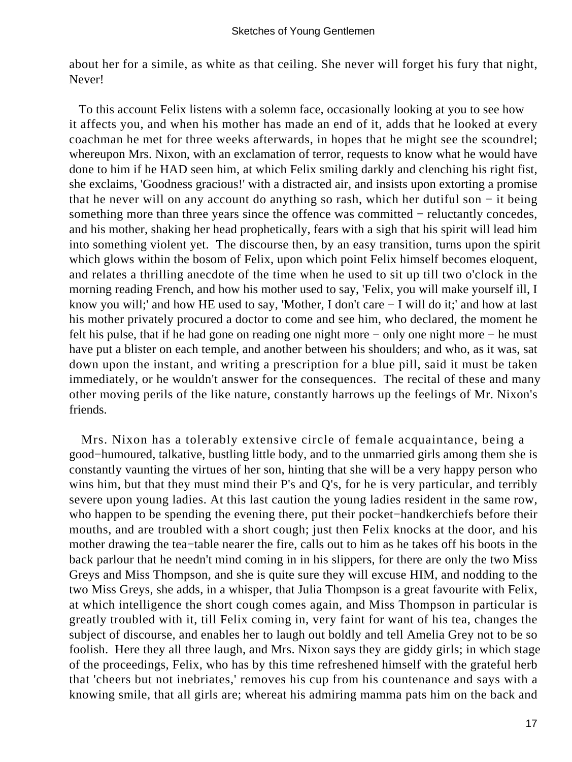about her for a simile, as white as that ceiling. She never will forget his fury that night, Never!

To this account Felix listens with a solemn face, occasionally looking at you to see how it affects you, and when his mother has made an end of it, adds that he looked at every coachman he met for three weeks afterwards, in hopes that he might see the scoundrel; whereupon Mrs. Nixon, with an exclamation of terror, requests to know what he would have done to him if he HAD seen him, at which Felix smiling darkly and clenching his right fist, she exclaims, 'Goodness gracious!' with a distracted air, and insists upon extorting a promise that he never will on any account do anything so rash, which her dutiful son − it being something more than three years since the offence was committed − reluctantly concedes, and his mother, shaking her head prophetically, fears with a sigh that his spirit will lead him into something violent yet. The discourse then, by an easy transition, turns upon the spirit which glows within the bosom of Felix, upon which point Felix himself becomes eloquent, and relates a thrilling anecdote of the time when he used to sit up till two o'clock in the morning reading French, and how his mother used to say, 'Felix, you will make yourself ill, I know you will;' and how HE used to say, 'Mother, I don't care − I will do it;' and how at last his mother privately procured a doctor to come and see him, who declared, the moment he felt his pulse, that if he had gone on reading one night more − only one night more − he must have put a blister on each temple, and another between his shoulders; and who, as it was, sat down upon the instant, and writing a prescription for a blue pill, said it must be taken immediately, or he wouldn't answer for the consequences. The recital of these and many other moving perils of the like nature, constantly harrows up the feelings of Mr. Nixon's friends.

Mrs. Nixon has a tolerably extensive circle of female acquaintance, being a good−humoured, talkative, bustling little body, and to the unmarried girls among them she is constantly vaunting the virtues of her son, hinting that she will be a very happy person who wins him, but that they must mind their P's and Q's, for he is very particular, and terribly severe upon young ladies. At this last caution the young ladies resident in the same row, who happen to be spending the evening there, put their pocket−handkerchiefs before their mouths, and are troubled with a short cough; just then Felix knocks at the door, and his mother drawing the tea−table nearer the fire, calls out to him as he takes off his boots in the back parlour that he needn't mind coming in in his slippers, for there are only the two Miss Greys and Miss Thompson, and she is quite sure they will excuse HIM, and nodding to the two Miss Greys, she adds, in a whisper, that Julia Thompson is a great favourite with Felix, at which intelligence the short cough comes again, and Miss Thompson in particular is greatly troubled with it, till Felix coming in, very faint for want of his tea, changes the subject of discourse, and enables her to laugh out boldly and tell Amelia Grey not to be so foolish. Here they all three laugh, and Mrs. Nixon says they are giddy girls; in which stage of the proceedings, Felix, who has by this time refreshened himself with the grateful herb that 'cheers but not inebriates,' removes his cup from his countenance and says with a knowing smile, that all girls are; whereat his admiring mamma pats him on the back and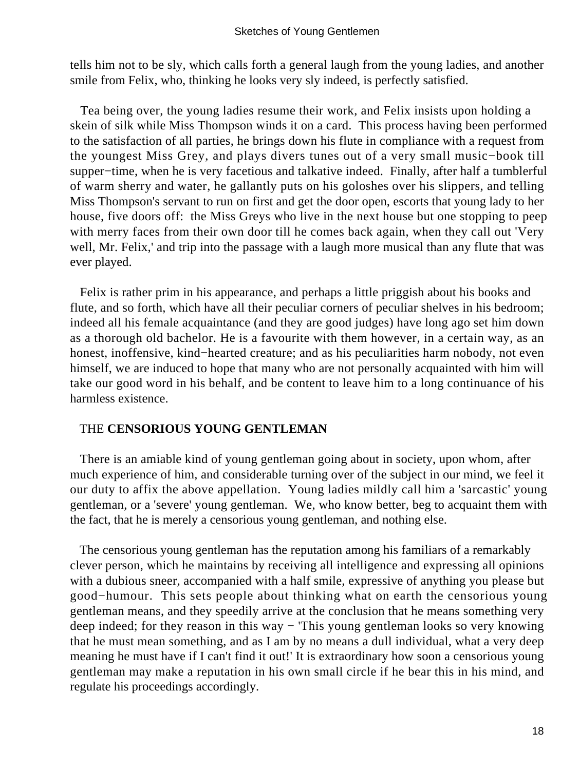tells him not to be sly, which calls forth a general laugh from the young ladies, and another smile from Felix, who, thinking he looks very sly indeed, is perfectly satisfied.

Tea being over, the young ladies resume their work, and Felix insists upon holding a skein of silk while Miss Thompson winds it on a card. This process having been performed to the satisfaction of all parties, he brings down his flute in compliance with a request from the youngest Miss Grey, and plays divers tunes out of a very small music−book till supper−time, when he is very facetious and talkative indeed. Finally, after half a tumblerful of warm sherry and water, he gallantly puts on his goloshes over his slippers, and telling Miss Thompson's servant to run on first and get the door open, escorts that young lady to her house, five doors off: the Miss Greys who live in the next house but one stopping to peep with merry faces from their own door till he comes back again, when they call out 'Very well, Mr. Felix,' and trip into the passage with a laugh more musical than any flute that was ever played.

Felix is rather prim in his appearance, and perhaps a little priggish about his books and flute, and so forth, which have all their peculiar corners of peculiar shelves in his bedroom; indeed all his female acquaintance (and they are good judges) have long ago set him down as a thorough old bachelor. He is a favourite with them however, in a certain way, as an honest, inoffensive, kind−hearted creature; and as his peculiarities harm nobody, not even himself, we are induced to hope that many who are not personally acquainted with him will take our good word in his behalf, and be content to leave him to a long continuance of his harmless existence.

## THE **CENSORIOUS YOUNG GENTLEMAN**

There is an amiable kind of young gentleman going about in society, upon whom, after much experience of him, and considerable turning over of the subject in our mind, we feel it our duty to affix the above appellation. Young ladies mildly call him a 'sarcastic' young gentleman, or a 'severe' young gentleman. We, who know better, beg to acquaint them with the fact, that he is merely a censorious young gentleman, and nothing else.

The censorious young gentleman has the reputation among his familiars of a remarkably clever person, which he maintains by receiving all intelligence and expressing all opinions with a dubious sneer, accompanied with a half smile, expressive of anything you please but good−humour. This sets people about thinking what on earth the censorious young gentleman means, and they speedily arrive at the conclusion that he means something very deep indeed; for they reason in this way − 'This young gentleman looks so very knowing that he must mean something, and as I am by no means a dull individual, what a very deep meaning he must have if I can't find it out!' It is extraordinary how soon a censorious young gentleman may make a reputation in his own small circle if he bear this in his mind, and regulate his proceedings accordingly.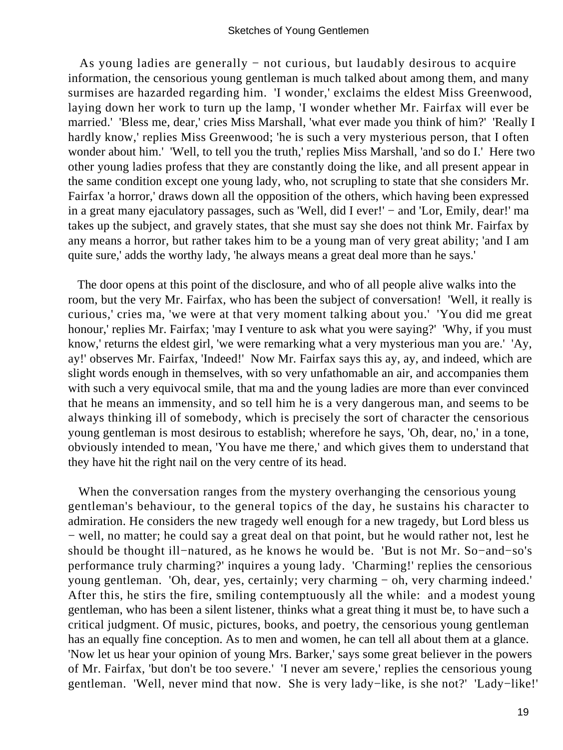As young ladies are generally − not curious, but laudably desirous to acquire information, the censorious young gentleman is much talked about among them, and many surmises are hazarded regarding him. 'I wonder,' exclaims the eldest Miss Greenwood, laying down her work to turn up the lamp, 'I wonder whether Mr. Fairfax will ever be married.' 'Bless me, dear,' cries Miss Marshall, 'what ever made you think of him?' 'Really I hardly know,' replies Miss Greenwood; 'he is such a very mysterious person, that I often wonder about him.' 'Well, to tell you the truth,' replies Miss Marshall, 'and so do I.' Here two other young ladies profess that they are constantly doing the like, and all present appear in the same condition except one young lady, who, not scrupling to state that she considers Mr. Fairfax 'a horror,' draws down all the opposition of the others, which having been expressed in a great many ejaculatory passages, such as 'Well, did I ever!' − and 'Lor, Emily, dear!' ma takes up the subject, and gravely states, that she must say she does not think Mr. Fairfax by any means a horror, but rather takes him to be a young man of very great ability; 'and I am quite sure,' adds the worthy lady, 'he always means a great deal more than he says.'

The door opens at this point of the disclosure, and who of all people alive walks into the room, but the very Mr. Fairfax, who has been the subject of conversation! 'Well, it really is curious,' cries ma, 'we were at that very moment talking about you.' 'You did me great honour,' replies Mr. Fairfax; 'may I venture to ask what you were saying?' 'Why, if you must know,' returns the eldest girl, 'we were remarking what a very mysterious man you are.' 'Ay, ay!' observes Mr. Fairfax, 'Indeed!' Now Mr. Fairfax says this ay, ay, and indeed, which are slight words enough in themselves, with so very unfathomable an air, and accompanies them with such a very equivocal smile, that ma and the young ladies are more than ever convinced that he means an immensity, and so tell him he is a very dangerous man, and seems to be always thinking ill of somebody, which is precisely the sort of character the censorious young gentleman is most desirous to establish; wherefore he says, 'Oh, dear, no,' in a tone, obviously intended to mean, 'You have me there,' and which gives them to understand that they have hit the right nail on the very centre of its head.

When the conversation ranges from the mystery overhanging the censorious young gentleman's behaviour, to the general topics of the day, he sustains his character to admiration. He considers the new tragedy well enough for a new tragedy, but Lord bless us − well, no matter; he could say a great deal on that point, but he would rather not, lest he should be thought ill−natured, as he knows he would be. 'But is not Mr. So−and−so's performance truly charming?' inquires a young lady. 'Charming!' replies the censorious young gentleman. 'Oh, dear, yes, certainly; very charming − oh, very charming indeed.' After this, he stirs the fire, smiling contemptuously all the while: and a modest young gentleman, who has been a silent listener, thinks what a great thing it must be, to have such a critical judgment. Of music, pictures, books, and poetry, the censorious young gentleman has an equally fine conception. As to men and women, he can tell all about them at a glance. 'Now let us hear your opinion of young Mrs. Barker,' says some great believer in the powers of Mr. Fairfax, 'but don't be too severe.' 'I never am severe,' replies the censorious young gentleman. 'Well, never mind that now. She is very lady−like, is she not?' 'Lady−like!'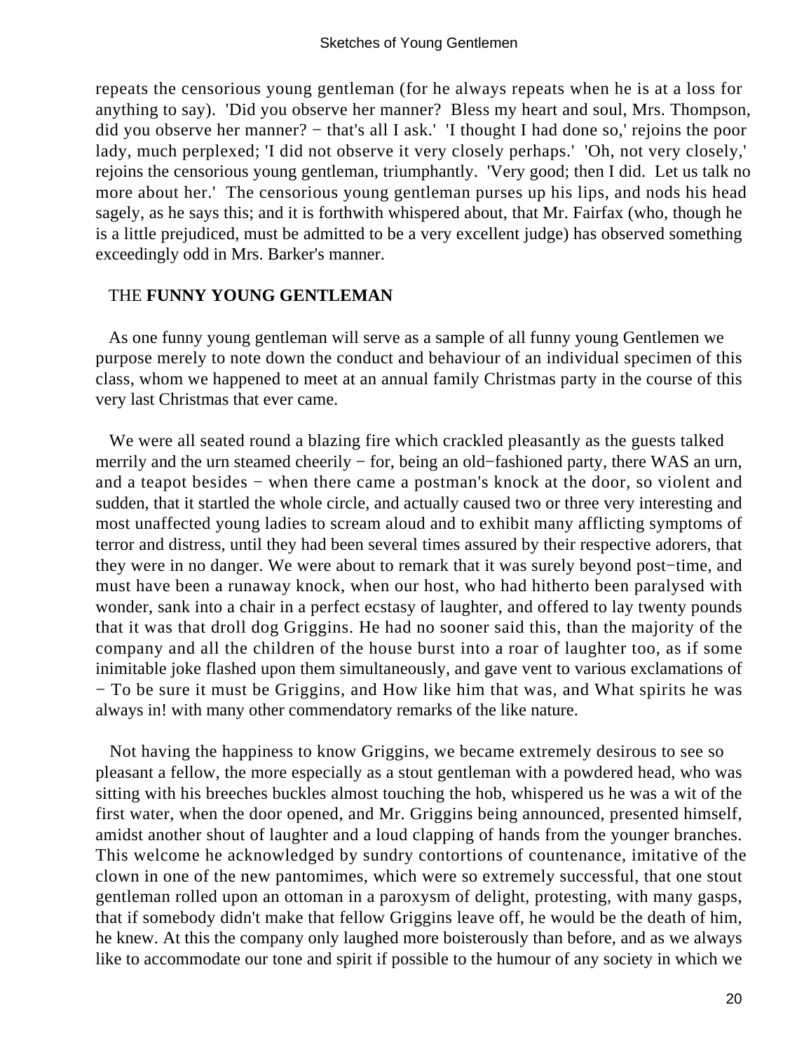repeats the censorious young gentleman (for he always repeats when he is at a loss for anything to say). 'Did you observe her manner? Bless my heart and soul, Mrs. Thompson, did you observe her manner? − that's all I ask.' 'I thought I had done so,' rejoins the poor lady, much perplexed; 'I did not observe it very closely perhaps.' 'Oh, not very closely,' rejoins the censorious young gentleman, triumphantly. 'Very good; then I did. Let us talk no more about her.' The censorious young gentleman purses up his lips, and nods his head sagely, as he says this; and it is forthwith whispered about, that Mr. Fairfax (who, though he is a little prejudiced, must be admitted to be a very excellent judge) has observed something exceedingly odd in Mrs. Barker's manner.

## THE **FUNNY YOUNG GENTLEMAN**

As one funny young gentleman will serve as a sample of all funny young Gentlemen we purpose merely to note down the conduct and behaviour of an individual specimen of this class, whom we happened to meet at an annual family Christmas party in the course of this very last Christmas that ever came.

We were all seated round a blazing fire which crackled pleasantly as the guests talked merrily and the urn steamed cheerily − for, being an old−fashioned party, there WAS an urn, and a teapot besides − when there came a postman's knock at the door, so violent and sudden, that it startled the whole circle, and actually caused two or three very interesting and most unaffected young ladies to scream aloud and to exhibit many afflicting symptoms of terror and distress, until they had been several times assured by their respective adorers, that they were in no danger. We were about to remark that it was surely beyond post−time, and must have been a runaway knock, when our host, who had hitherto been paralysed with wonder, sank into a chair in a perfect ecstasy of laughter, and offered to lay twenty pounds that it was that droll dog Griggins. He had no sooner said this, than the majority of the company and all the children of the house burst into a roar of laughter too, as if some inimitable joke flashed upon them simultaneously, and gave vent to various exclamations of − To be sure it must be Griggins, and How like him that was, and What spirits he was always in! with many other commendatory remarks of the like nature.

Not having the happiness to know Griggins, we became extremely desirous to see so pleasant a fellow, the more especially as a stout gentleman with a powdered head, who was sitting with his breeches buckles almost touching the hob, whispered us he was a wit of the first water, when the door opened, and Mr. Griggins being announced, presented himself, amidst another shout of laughter and a loud clapping of hands from the younger branches. This welcome he acknowledged by sundry contortions of countenance, imitative of the clown in one of the new pantomimes, which were so extremely successful, that one stout gentleman rolled upon an ottoman in a paroxysm of delight, protesting, with many gasps, that if somebody didn't make that fellow Griggins leave off, he would be the death of him, he knew. At this the company only laughed more boisterously than before, and as we always like to accommodate our tone and spirit if possible to the humour of any society in which we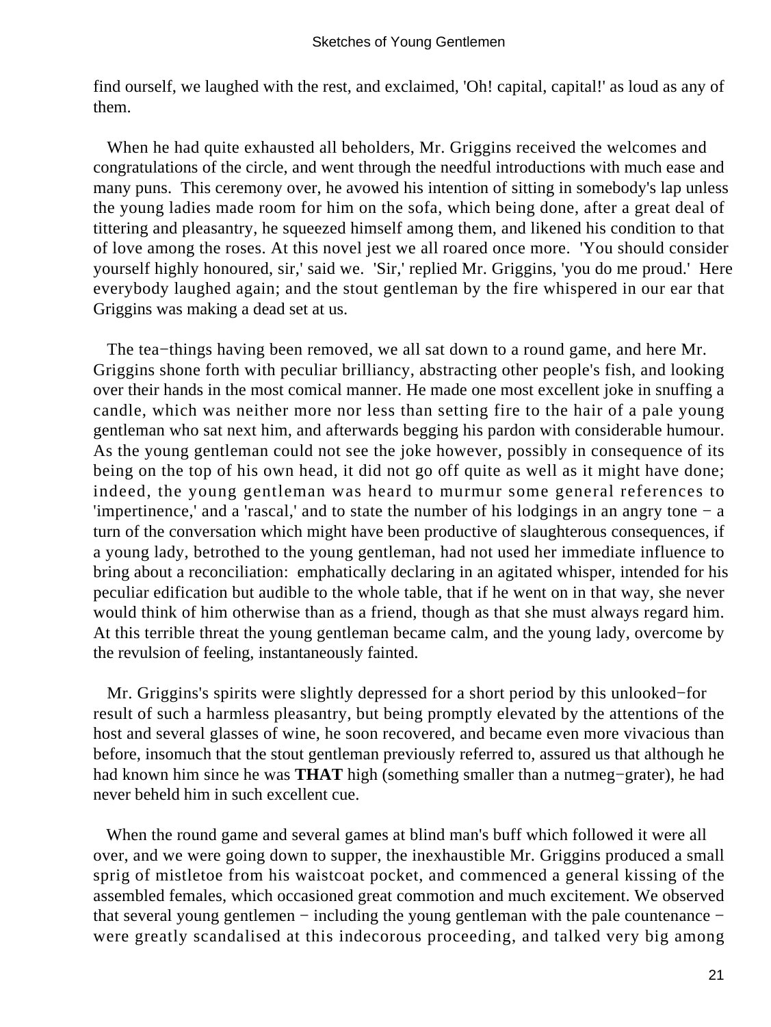find ourself, we laughed with the rest, and exclaimed, 'Oh! capital, capital!' as loud as any of them.

When he had quite exhausted all beholders, Mr. Griggins received the welcomes and congratulations of the circle, and went through the needful introductions with much ease and many puns. This ceremony over, he avowed his intention of sitting in somebody's lap unless the young ladies made room for him on the sofa, which being done, after a great deal of tittering and pleasantry, he squeezed himself among them, and likened his condition to that of love among the roses. At this novel jest we all roared once more. 'You should consider yourself highly honoured, sir,' said we. 'Sir,' replied Mr. Griggins, 'you do me proud.' Here everybody laughed again; and the stout gentleman by the fire whispered in our ear that Griggins was making a dead set at us.

The tea−things having been removed, we all sat down to a round game, and here Mr. Griggins shone forth with peculiar brilliancy, abstracting other people's fish, and looking over their hands in the most comical manner. He made one most excellent joke in snuffing a candle, which was neither more nor less than setting fire to the hair of a pale young gentleman who sat next him, and afterwards begging his pardon with considerable humour. As the young gentleman could not see the joke however, possibly in consequence of its being on the top of his own head, it did not go off quite as well as it might have done; indeed, the young gentleman was heard to murmur some general references to 'impertinence,' and a 'rascal,' and to state the number of his lodgings in an angry tone − a turn of the conversation which might have been productive of slaughterous consequences, if a young lady, betrothed to the young gentleman, had not used her immediate influence to bring about a reconciliation: emphatically declaring in an agitated whisper, intended for his peculiar edification but audible to the whole table, that if he went on in that way, she never would think of him otherwise than as a friend, though as that she must always regard him. At this terrible threat the young gentleman became calm, and the young lady, overcome by the revulsion of feeling, instantaneously fainted.

Mr. Griggins's spirits were slightly depressed for a short period by this unlooked−for result of such a harmless pleasantry, but being promptly elevated by the attentions of the host and several glasses of wine, he soon recovered, and became even more vivacious than before, insomuch that the stout gentleman previously referred to, assured us that although he had known him since he was **THAT** high (something smaller than a nutmeg−grater), he had never beheld him in such excellent cue.

When the round game and several games at blind man's buff which followed it were all over, and we were going down to supper, the inexhaustible Mr. Griggins produced a small sprig of mistletoe from his waistcoat pocket, and commenced a general kissing of the assembled females, which occasioned great commotion and much excitement. We observed that several young gentlemen − including the young gentleman with the pale countenance − were greatly scandalised at this indecorous proceeding, and talked very big among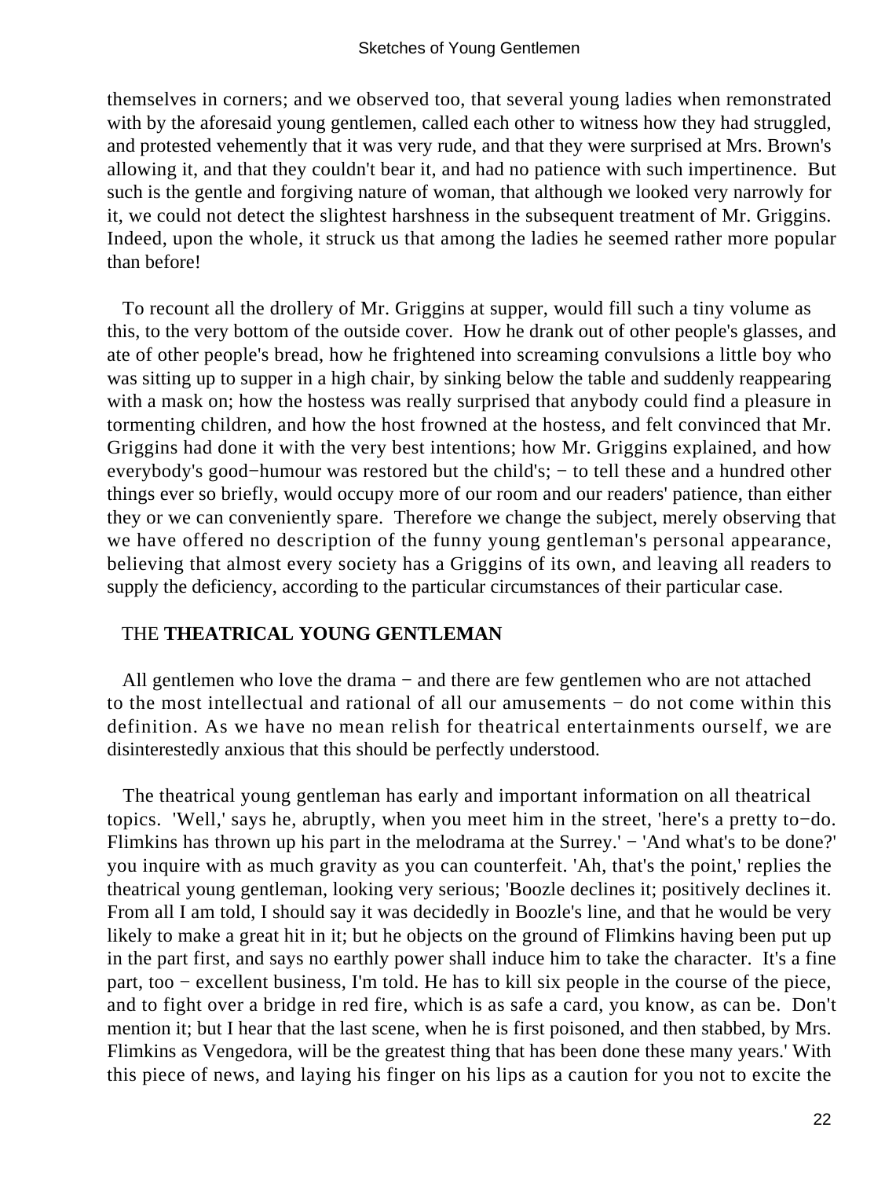themselves in corners; and we observed too, that several young ladies when remonstrated with by the aforesaid young gentlemen, called each other to witness how they had struggled, and protested vehemently that it was very rude, and that they were surprised at Mrs. Brown's allowing it, and that they couldn't bear it, and had no patience with such impertinence. But such is the gentle and forgiving nature of woman, that although we looked very narrowly for it, we could not detect the slightest harshness in the subsequent treatment of Mr. Griggins. Indeed, upon the whole, it struck us that among the ladies he seemed rather more popular than before!

To recount all the drollery of Mr. Griggins at supper, would fill such a tiny volume as this, to the very bottom of the outside cover. How he drank out of other people's glasses, and ate of other people's bread, how he frightened into screaming convulsions a little boy who was sitting up to supper in a high chair, by sinking below the table and suddenly reappearing with a mask on; how the hostess was really surprised that anybody could find a pleasure in tormenting children, and how the host frowned at the hostess, and felt convinced that Mr. Griggins had done it with the very best intentions; how Mr. Griggins explained, and how everybody's good−humour was restored but the child's; − to tell these and a hundred other things ever so briefly, would occupy more of our room and our readers' patience, than either they or we can conveniently spare. Therefore we change the subject, merely observing that we have offered no description of the funny young gentleman's personal appearance, believing that almost every society has a Griggins of its own, and leaving all readers to supply the deficiency, according to the particular circumstances of their particular case.

## THE **THEATRICAL YOUNG GENTLEMAN**

All gentlemen who love the drama − and there are few gentlemen who are not attached to the most intellectual and rational of all our amusements − do not come within this definition. As we have no mean relish for theatrical entertainments ourself, we are disinterestedly anxious that this should be perfectly understood.

The theatrical young gentleman has early and important information on all theatrical topics. 'Well,' says he, abruptly, when you meet him in the street, 'here's a pretty to−do. Flimkins has thrown up his part in the melodrama at the Surrey.' − 'And what's to be done?' you inquire with as much gravity as you can counterfeit. 'Ah, that's the point,' replies the theatrical young gentleman, looking very serious; 'Boozle declines it; positively declines it. From all I am told, I should say it was decidedly in Boozle's line, and that he would be very likely to make a great hit in it; but he objects on the ground of Flimkins having been put up in the part first, and says no earthly power shall induce him to take the character. It's a fine part, too − excellent business, I'm told. He has to kill six people in the course of the piece, and to fight over a bridge in red fire, which is as safe a card, you know, as can be. Don't mention it; but I hear that the last scene, when he is first poisoned, and then stabbed, by Mrs. Flimkins as Vengedora, will be the greatest thing that has been done these many years.' With this piece of news, and laying his finger on his lips as a caution for you not to excite the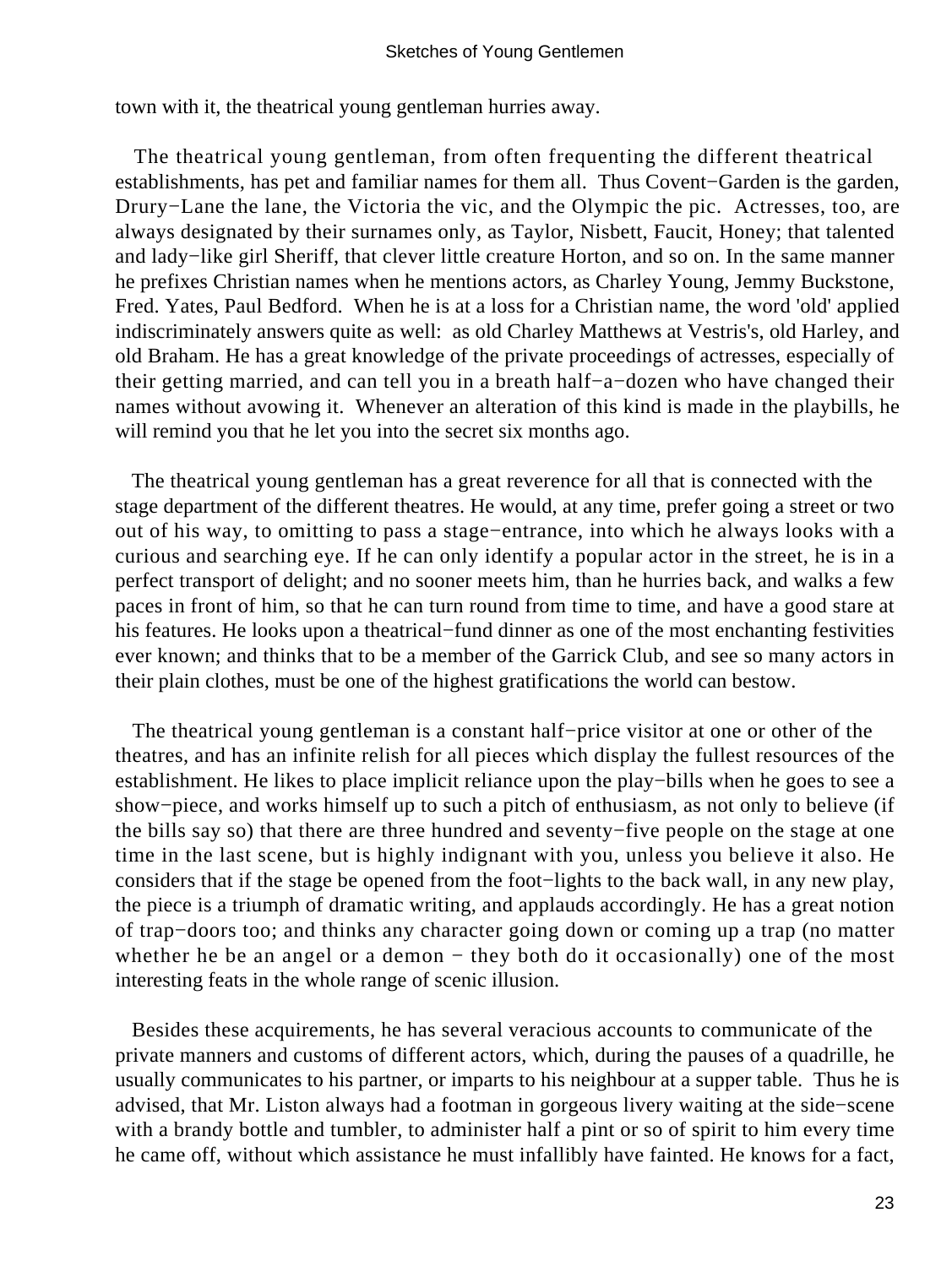town with it, the theatrical young gentleman hurries away.

The theatrical young gentleman, from often frequenting the different theatrical establishments, has pet and familiar names for them all. Thus Covent−Garden is the garden, Drury−Lane the lane, the Victoria the vic, and the Olympic the pic. Actresses, too, are always designated by their surnames only, as Taylor, Nisbett, Faucit, Honey; that talented and lady−like girl Sheriff, that clever little creature Horton, and so on. In the same manner he prefixes Christian names when he mentions actors, as Charley Young, Jemmy Buckstone, Fred. Yates, Paul Bedford. When he is at a loss for a Christian name, the word 'old' applied indiscriminately answers quite as well: as old Charley Matthews at Vestris's, old Harley, and old Braham. He has a great knowledge of the private proceedings of actresses, especially of their getting married, and can tell you in a breath half−a−dozen who have changed their names without avowing it. Whenever an alteration of this kind is made in the playbills, he will remind you that he let you into the secret six months ago.

The theatrical young gentleman has a great reverence for all that is connected with the stage department of the different theatres. He would, at any time, prefer going a street or two out of his way, to omitting to pass a stage−entrance, into which he always looks with a curious and searching eye. If he can only identify a popular actor in the street, he is in a perfect transport of delight; and no sooner meets him, than he hurries back, and walks a few paces in front of him, so that he can turn round from time to time, and have a good stare at his features. He looks upon a theatrical−fund dinner as one of the most enchanting festivities ever known; and thinks that to be a member of the Garrick Club, and see so many actors in their plain clothes, must be one of the highest gratifications the world can bestow.

The theatrical young gentleman is a constant half−price visitor at one or other of the theatres, and has an infinite relish for all pieces which display the fullest resources of the establishment. He likes to place implicit reliance upon the play−bills when he goes to see a show−piece, and works himself up to such a pitch of enthusiasm, as not only to believe (if the bills say so) that there are three hundred and seventy−five people on the stage at one time in the last scene, but is highly indignant with you, unless you believe it also. He considers that if the stage be opened from the foot−lights to the back wall, in any new play, the piece is a triumph of dramatic writing, and applauds accordingly. He has a great notion of trap−doors too; and thinks any character going down or coming up a trap (no matter whether he be an angel or a demon − they both do it occasionally) one of the most interesting feats in the whole range of scenic illusion.

Besides these acquirements, he has several veracious accounts to communicate of the private manners and customs of different actors, which, during the pauses of a quadrille, he usually communicates to his partner, or imparts to his neighbour at a supper table. Thus he is advised, that Mr. Liston always had a footman in gorgeous livery waiting at the side−scene with a brandy bottle and tumbler, to administer half a pint or so of spirit to him every time he came off, without which assistance he must infallibly have fainted. He knows for a fact,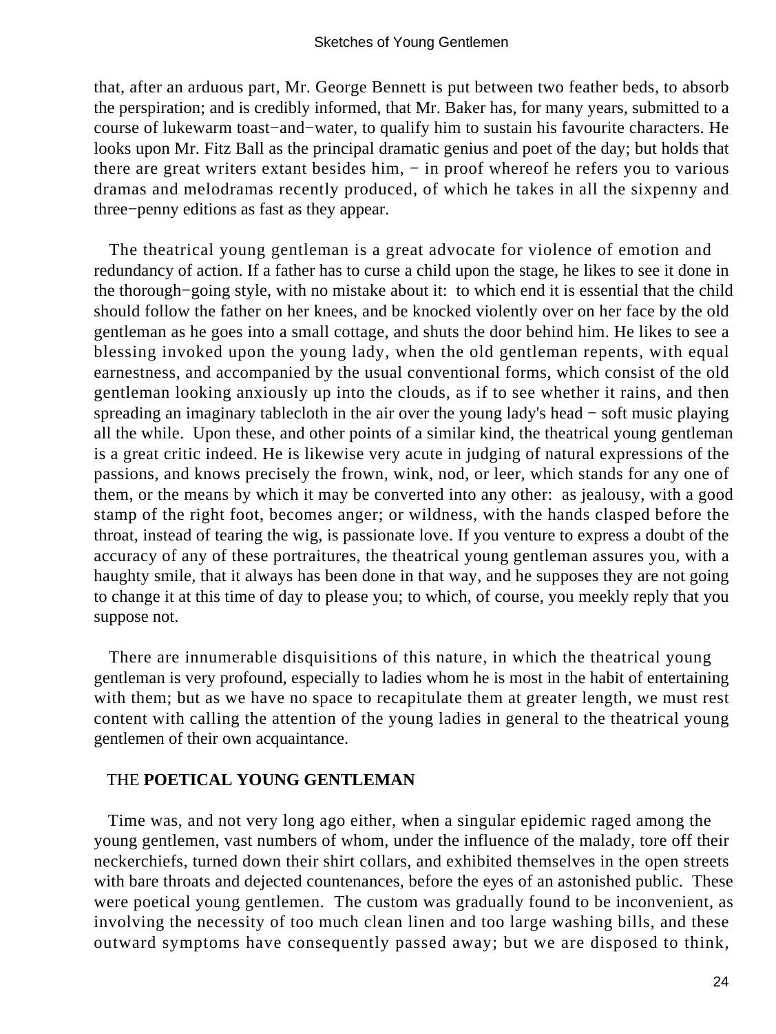that, after an arduous part, Mr. George Bennett is put between two feather beds, to absorb the perspiration; and is credibly informed, that Mr. Baker has, for many years, submitted to a course of lukewarm toast−and−water, to qualify him to sustain his favourite characters. He looks upon Mr. Fitz Ball as the principal dramatic genius and poet of the day; but holds that there are great writers extant besides him, − in proof whereof he refers you to various dramas and melodramas recently produced, of which he takes in all the sixpenny and three−penny editions as fast as they appear.

The theatrical young gentleman is a great advocate for violence of emotion and redundancy of action. If a father has to curse a child upon the stage, he likes to see it done in the thorough−going style, with no mistake about it: to which end it is essential that the child should follow the father on her knees, and be knocked violently over on her face by the old gentleman as he goes into a small cottage, and shuts the door behind him. He likes to see a blessing invoked upon the young lady, when the old gentleman repents, with equal earnestness, and accompanied by the usual conventional forms, which consist of the old gentleman looking anxiously up into the clouds, as if to see whether it rains, and then spreading an imaginary tablecloth in the air over the young lady's head − soft music playing all the while. Upon these, and other points of a similar kind, the theatrical young gentleman is a great critic indeed. He is likewise very acute in judging of natural expressions of the passions, and knows precisely the frown, wink, nod, or leer, which stands for any one of them, or the means by which it may be converted into any other: as jealousy, with a good stamp of the right foot, becomes anger; or wildness, with the hands clasped before the throat, instead of tearing the wig, is passionate love. If you venture to express a doubt of the accuracy of any of these portraitures, the theatrical young gentleman assures you, with a haughty smile, that it always has been done in that way, and he supposes they are not going to change it at this time of day to please you; to which, of course, you meekly reply that you suppose not.

There are innumerable disquisitions of this nature, in which the theatrical young gentleman is very profound, especially to ladies whom he is most in the habit of entertaining with them; but as we have no space to recapitulate them at greater length, we must rest content with calling the attention of the young ladies in general to the theatrical young gentlemen of their own acquaintance.

## THE **POETICAL YOUNG GENTLEMAN**

Time was, and not very long ago either, when a singular epidemic raged among the young gentlemen, vast numbers of whom, under the influence of the malady, tore off their neckerchiefs, turned down their shirt collars, and exhibited themselves in the open streets with bare throats and dejected countenances, before the eyes of an astonished public. These were poetical young gentlemen. The custom was gradually found to be inconvenient, as involving the necessity of too much clean linen and too large washing bills, and these outward symptoms have consequently passed away; but we are disposed to think,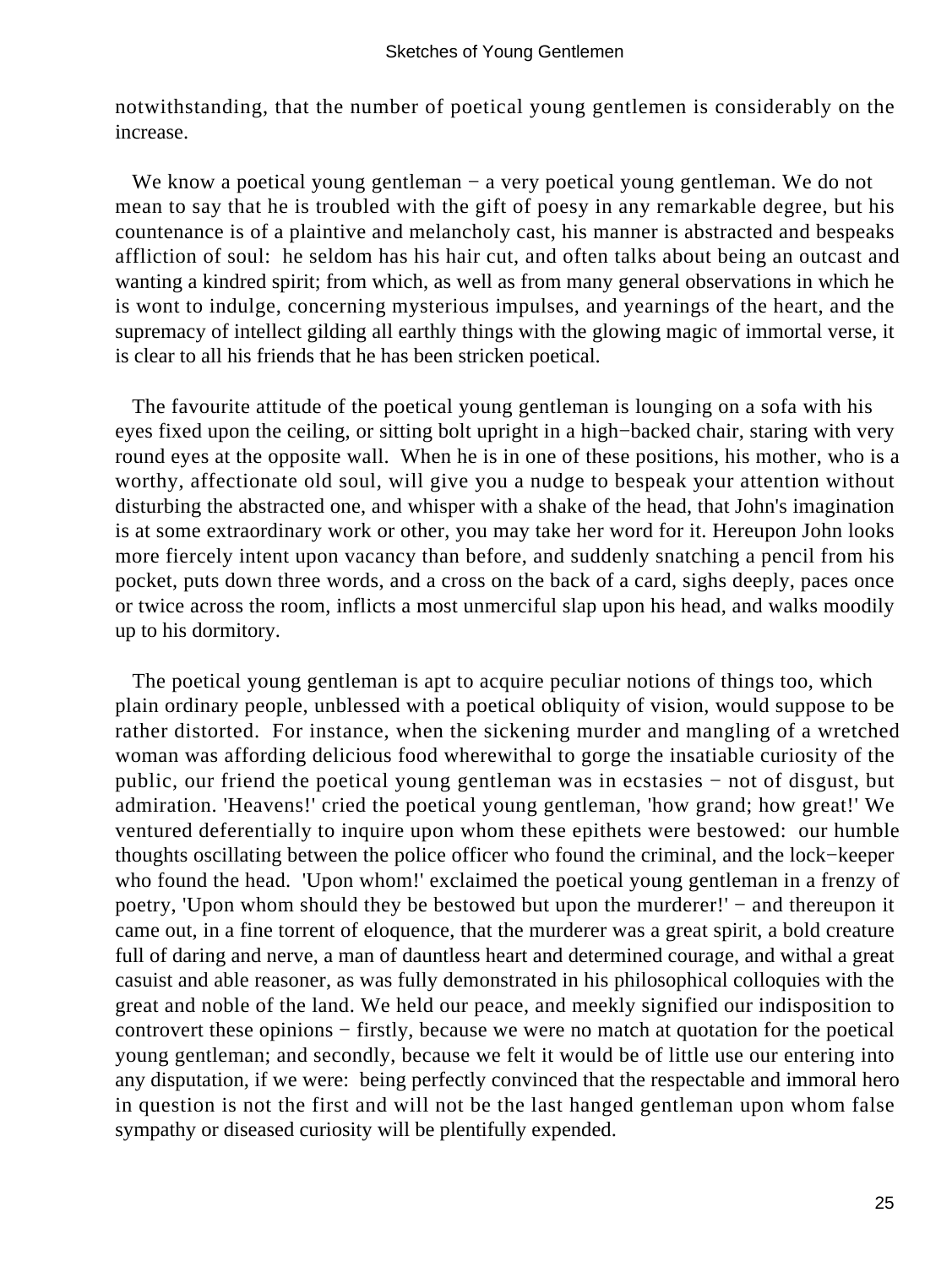notwithstanding, that the number of poetical young gentlemen is considerably on the increase.

We know a poetical young gentleman − a very poetical young gentleman. We do not mean to say that he is troubled with the gift of poesy in any remarkable degree, but his countenance is of a plaintive and melancholy cast, his manner is abstracted and bespeaks affliction of soul: he seldom has his hair cut, and often talks about being an outcast and wanting a kindred spirit; from which, as well as from many general observations in which he is wont to indulge, concerning mysterious impulses, and yearnings of the heart, and the supremacy of intellect gilding all earthly things with the glowing magic of immortal verse, it is clear to all his friends that he has been stricken poetical.

The favourite attitude of the poetical young gentleman is lounging on a sofa with his eyes fixed upon the ceiling, or sitting bolt upright in a high−backed chair, staring with very round eyes at the opposite wall. When he is in one of these positions, his mother, who is a worthy, affectionate old soul, will give you a nudge to bespeak your attention without disturbing the abstracted one, and whisper with a shake of the head, that John's imagination is at some extraordinary work or other, you may take her word for it. Hereupon John looks more fiercely intent upon vacancy than before, and suddenly snatching a pencil from his pocket, puts down three words, and a cross on the back of a card, sighs deeply, paces once or twice across the room, inflicts a most unmerciful slap upon his head, and walks moodily up to his dormitory.

The poetical young gentleman is apt to acquire peculiar notions of things too, which plain ordinary people, unblessed with a poetical obliquity of vision, would suppose to be rather distorted. For instance, when the sickening murder and mangling of a wretched woman was affording delicious food wherewithal to gorge the insatiable curiosity of the public, our friend the poetical young gentleman was in ecstasies − not of disgust, but admiration. 'Heavens!' cried the poetical young gentleman, 'how grand; how great!' We ventured deferentially to inquire upon whom these epithets were bestowed: our humble thoughts oscillating between the police officer who found the criminal, and the lock−keeper who found the head. 'Upon whom!' exclaimed the poetical young gentleman in a frenzy of poetry, 'Upon whom should they be bestowed but upon the murderer!' − and thereupon it came out, in a fine torrent of eloquence, that the murderer was a great spirit, a bold creature full of daring and nerve, a man of dauntless heart and determined courage, and withal a great casuist and able reasoner, as was fully demonstrated in his philosophical colloquies with the great and noble of the land. We held our peace, and meekly signified our indisposition to controvert these opinions − firstly, because we were no match at quotation for the poetical young gentleman; and secondly, because we felt it would be of little use our entering into any disputation, if we were: being perfectly convinced that the respectable and immoral hero in question is not the first and will not be the last hanged gentleman upon whom false sympathy or diseased curiosity will be plentifully expended.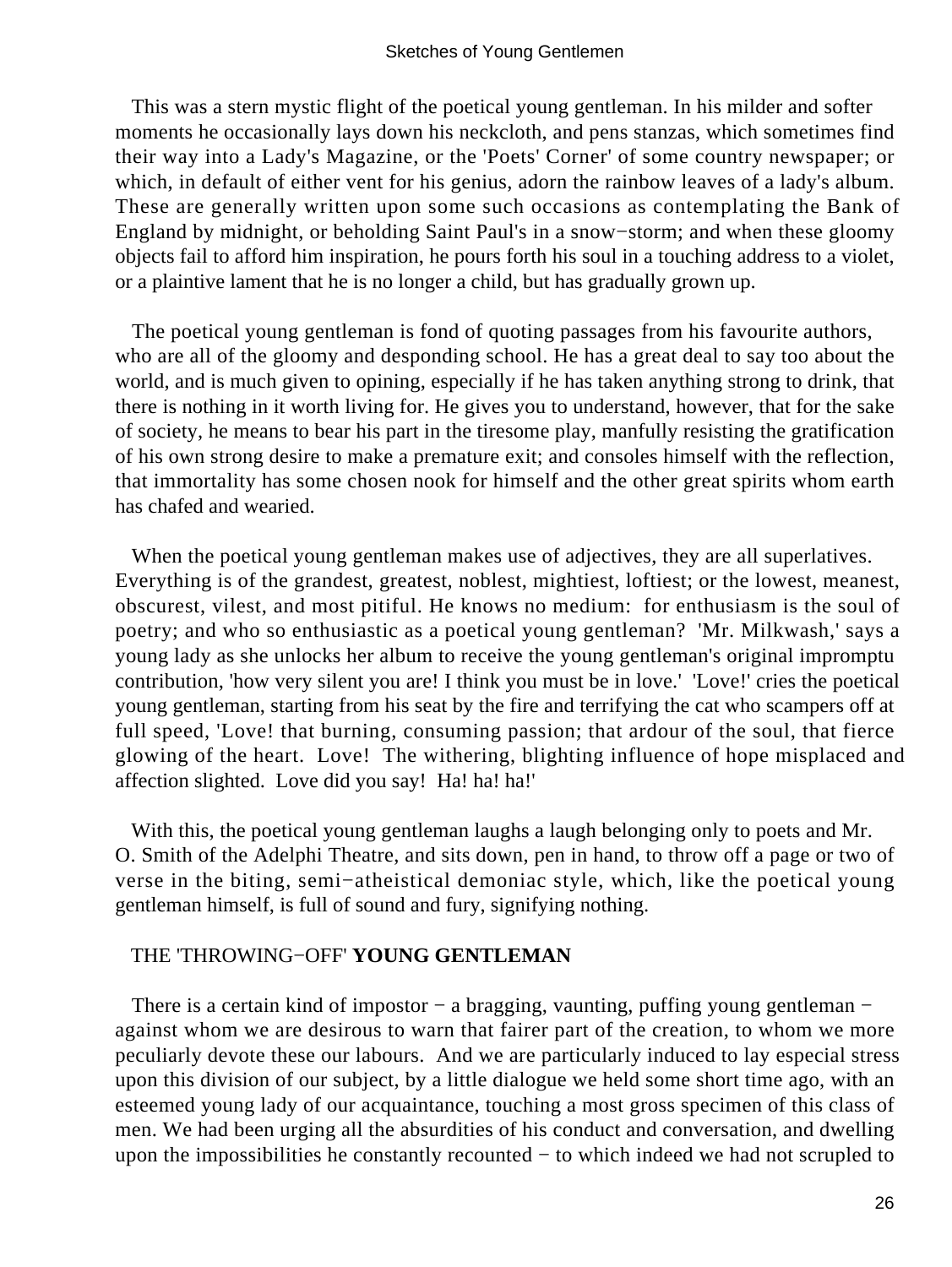This was a stern mystic flight of the poetical young gentleman. In his milder and softer moments he occasionally lays down his neckcloth, and pens stanzas, which sometimes find their way into a Lady's Magazine, or the 'Poets' Corner' of some country newspaper; or which, in default of either vent for his genius, adorn the rainbow leaves of a lady's album. These are generally written upon some such occasions as contemplating the Bank of England by midnight, or beholding Saint Paul's in a snow−storm; and when these gloomy objects fail to afford him inspiration, he pours forth his soul in a touching address to a violet, or a plaintive lament that he is no longer a child, but has gradually grown up.

The poetical young gentleman is fond of quoting passages from his favourite authors, who are all of the gloomy and desponding school. He has a great deal to say too about the world, and is much given to opining, especially if he has taken anything strong to drink, that there is nothing in it worth living for. He gives you to understand, however, that for the sake of society, he means to bear his part in the tiresome play, manfully resisting the gratification of his own strong desire to make a premature exit; and consoles himself with the reflection, that immortality has some chosen nook for himself and the other great spirits whom earth has chafed and wearied.

When the poetical young gentleman makes use of adjectives, they are all superlatives. Everything is of the grandest, greatest, noblest, mightiest, loftiest; or the lowest, meanest, obscurest, vilest, and most pitiful. He knows no medium: for enthusiasm is the soul of poetry; and who so enthusiastic as a poetical young gentleman? 'Mr. Milkwash,' says a young lady as she unlocks her album to receive the young gentleman's original impromptu contribution, 'how very silent you are! I think you must be in love.' 'Love!' cries the poetical young gentleman, starting from his seat by the fire and terrifying the cat who scampers off at full speed, 'Love! that burning, consuming passion; that ardour of the soul, that fierce glowing of the heart. Love! The withering, blighting influence of hope misplaced and affection slighted. Love did you say! Ha! ha! ha!'

With this, the poetical young gentleman laughs a laugh belonging only to poets and Mr. O. Smith of the Adelphi Theatre, and sits down, pen in hand, to throw off a page or two of verse in the biting, semi−atheistical demoniac style, which, like the poetical young gentleman himself, is full of sound and fury, signifying nothing.

## THE 'THROWING−OFF' YOUNG GENTLEMAN

There is a certain kind of impostor − a bragging, vaunting, puffing young gentleman − against whom we are desirous to warn that fairer part of the creation, to whom we more peculiarly devote these our labours. And we are particularly induced to lay especial stress upon this division of our subject, by a little dialogue we held some short time ago, with an esteemed young lady of our acquaintance, touching a most gross specimen of this class of men. We had been urging all the absurdities of his conduct and conversation, and dwelling upon the impossibilities he constantly recounted − to which indeed we had not scrupled to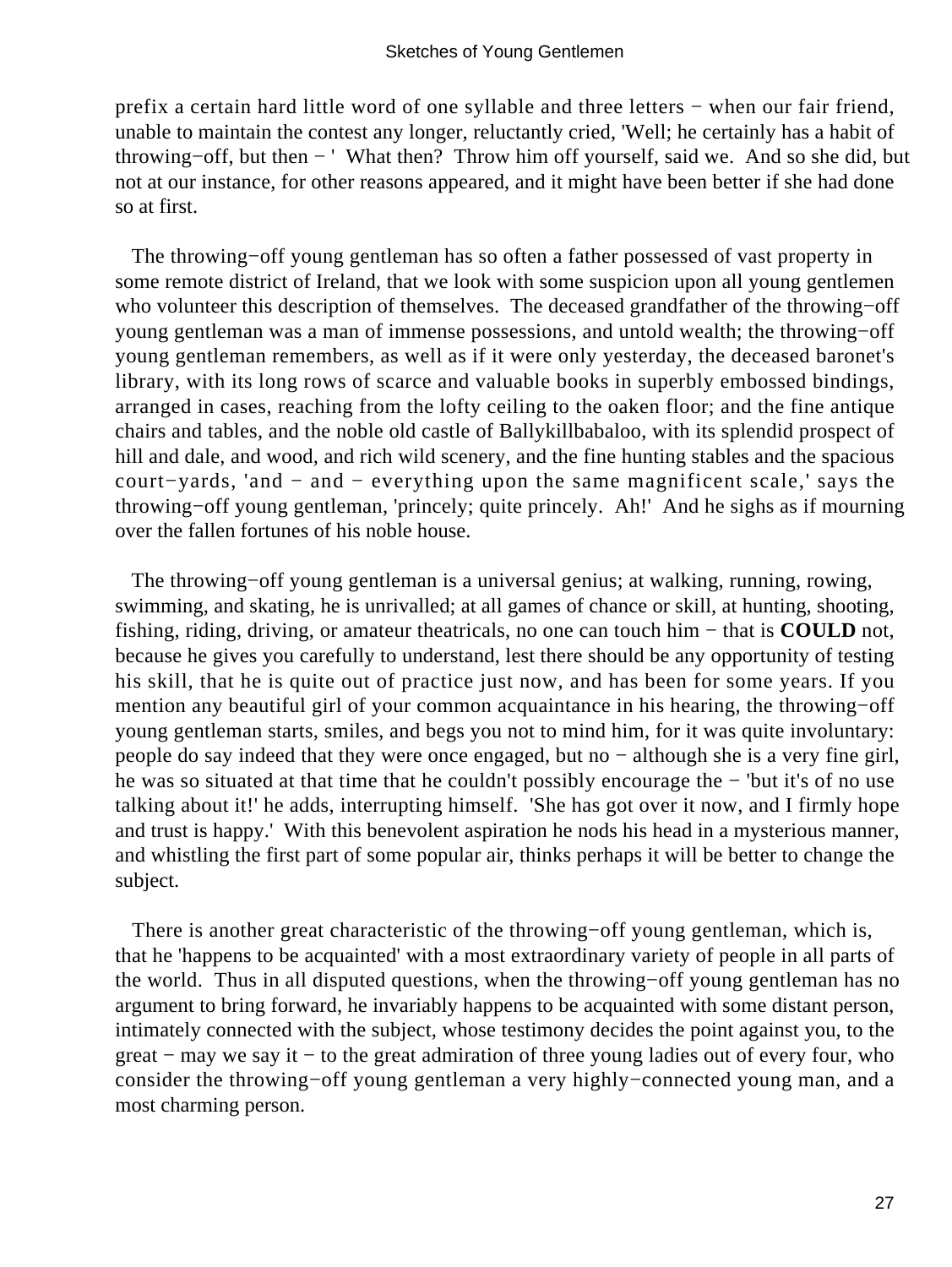prefix a certain hard little word of one syllable and three letters − when our fair friend, unable to maintain the contest any longer, reluctantly cried, 'Well; he certainly has a habit of throwing−off, but then − ' What then? Throw him off yourself, said we. And so she did, but not at our instance, for other reasons appeared, and it might have been better if she had done so at first.

The throwing−off young gentleman has so often a father possessed of vast property in some remote district of Ireland, that we look with some suspicion upon all young gentlemen who volunteer this description of themselves. The deceased grandfather of the throwing−off young gentleman was a man of immense possessions, and untold wealth; the throwing−off young gentleman remembers, as well as if it were only yesterday, the deceased baronet's library, with its long rows of scarce and valuable books in superbly embossed bindings, arranged in cases, reaching from the lofty ceiling to the oaken floor; and the fine antique chairs and tables, and the noble old castle of Ballykillbabaloo, with its splendid prospect of hill and dale, and wood, and rich wild scenery, and the fine hunting stables and the spacious court−yards, 'and − and − everything upon the same magnificent scale,' says the throwing−off young gentleman, 'princely; quite princely. Ah!' And he sighs as if mourning over the fallen fortunes of his noble house.

The throwing−off young gentleman is a universal genius; at walking, running, rowing, swimming, and skating, he is unrivalled; at all games of chance or skill, at hunting, shooting, fishing, riding, driving, or amateur theatricals, no one can touch him − that is **COULD** not, because he gives you carefully to understand, lest there should be any opportunity of testing his skill, that he is quite out of practice just now, and has been for some years. If you mention any beautiful girl of your common acquaintance in his hearing, the throwing−off young gentleman starts, smiles, and begs you not to mind him, for it was quite involuntary: people do say indeed that they were once engaged, but no − although she is a very fine girl, he was so situated at that time that he couldn't possibly encourage the − 'but it's of no use talking about it!' he adds, interrupting himself. 'She has got over it now, and I firmly hope and trust is happy.' With this benevolent aspiration he nods his head in a mysterious manner, and whistling the first part of some popular air, thinks perhaps it will be better to change the subject.

There is another great characteristic of the throwing−off young gentleman, which is, that he 'happens to be acquainted' with a most extraordinary variety of people in all parts of the world. Thus in all disputed questions, when the throwing−off young gentleman has no argument to bring forward, he invariably happens to be acquainted with some distant person, intimately connected with the subject, whose testimony decides the point against you, to the great − may we say it − to the great admiration of three young ladies out of every four, who consider the throwing−off young gentleman a very highly−connected young man, and a most charming person.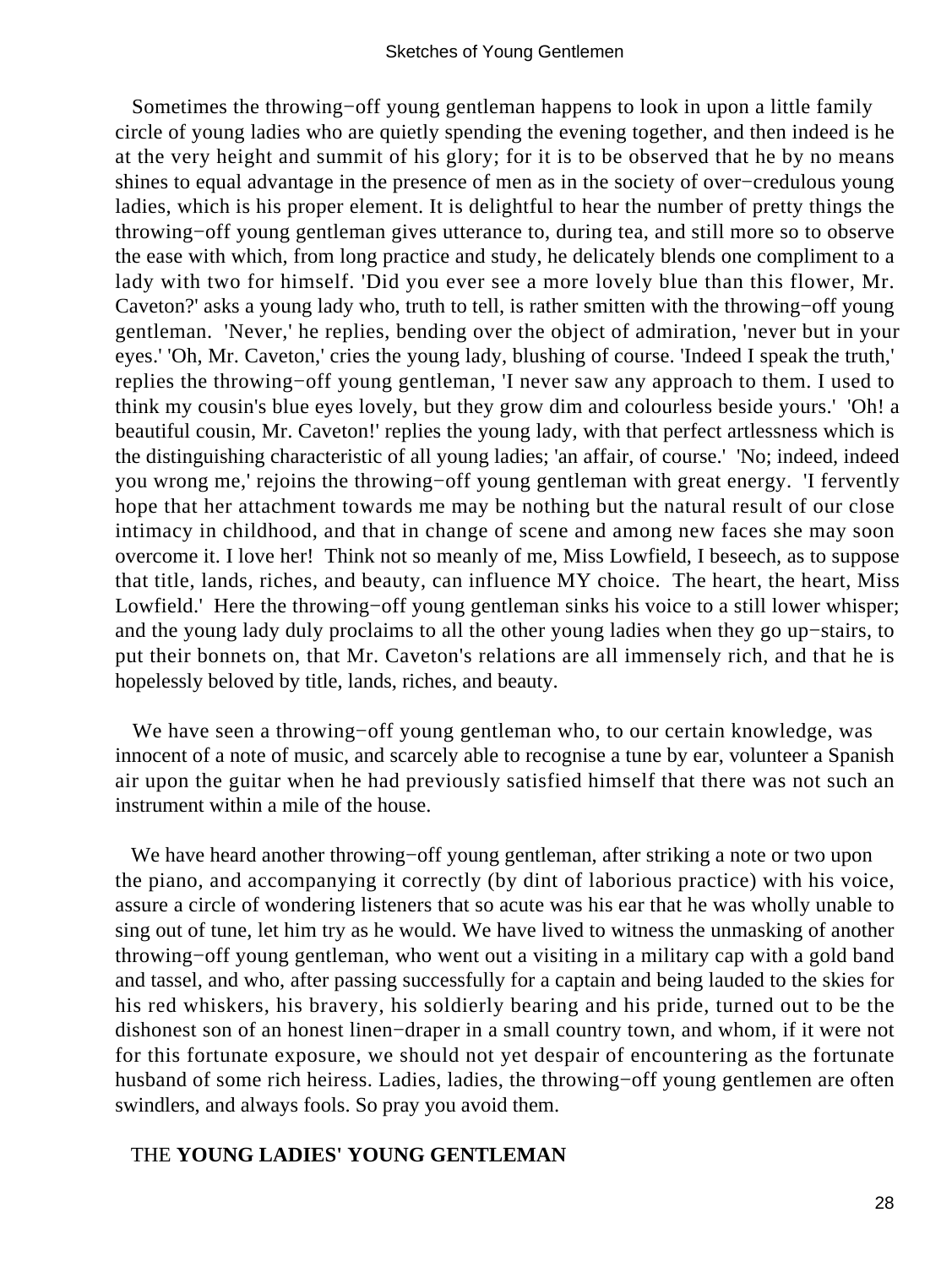Sometimes the throwing−off young gentleman happens to look in upon a little family circle of young ladies who are quietly spending the evening together, and then indeed is he at the very height and summit of his glory; for it is to be observed that he by no means shines to equal advantage in the presence of men as in the society of over−credulous young ladies, which is his proper element. It is delightful to hear the number of pretty things the throwing−off young gentleman gives utterance to, during tea, and still more so to observe the ease with which, from long practice and study, he delicately blends one compliment to a lady with two for himself. 'Did you ever see a more lovely blue than this flower, Mr. Caveton?' asks a young lady who, truth to tell, is rather smitten with the throwing−off young gentleman. 'Never,' he replies, bending over the object of admiration, 'never but in your eyes.' 'Oh, Mr. Caveton,' cries the young lady, blushing of course. 'Indeed I speak the truth,' replies the throwing−off young gentleman, 'I never saw any approach to them. I used to think my cousin's blue eyes lovely, but they grow dim and colourless beside yours.' 'Oh! a beautiful cousin, Mr. Caveton!' replies the young lady, with that perfect artlessness which is the distinguishing characteristic of all young ladies; 'an affair, of course.' 'No; indeed, indeed you wrong me,' rejoins the throwing−off young gentleman with great energy. 'I fervently hope that her attachment towards me may be nothing but the natural result of our close intimacy in childhood, and that in change of scene and among new faces she may soon overcome it. I love her! Think not so meanly of me, Miss Lowfield, I beseech, as to suppose that title, lands, riches, and beauty, can influence MY choice. The heart, the heart, Miss Lowfield.' Here the throwing−off young gentleman sinks his voice to a still lower whisper; and the young lady duly proclaims to all the other young ladies when they go up−stairs, to put their bonnets on, that Mr. Caveton's relations are all immensely rich, and that he is hopelessly beloved by title, lands, riches, and beauty.

We have seen a throwing−off young gentleman who, to our certain knowledge, was innocent of a note of music, and scarcely able to recognise a tune by ear, volunteer a Spanish air upon the guitar when he had previously satisfied himself that there was not such an instrument within a mile of the house.

We have heard another throwing−off young gentleman, after striking a note or two upon the piano, and accompanying it correctly (by dint of laborious practice) with his voice, assure a circle of wondering listeners that so acute was his ear that he was wholly unable to sing out of tune, let him try as he would. We have lived to witness the unmasking of another throwing−off young gentleman, who went out a visiting in a military cap with a gold band and tassel, and who, after passing successfully for a captain and being lauded to the skies for his red whiskers, his bravery, his soldierly bearing and his pride, turned out to be the dishonest son of an honest linen−draper in a small country town, and whom, if it were not for this fortunate exposure, we should not yet despair of encountering as the fortunate husband of some rich heiress. Ladies, ladies, the throwing−off young gentlemen are often swindlers, and always fools. So pray you avoid them.

## THE **YOUNG LADIES' YOUNG GENTLEMAN**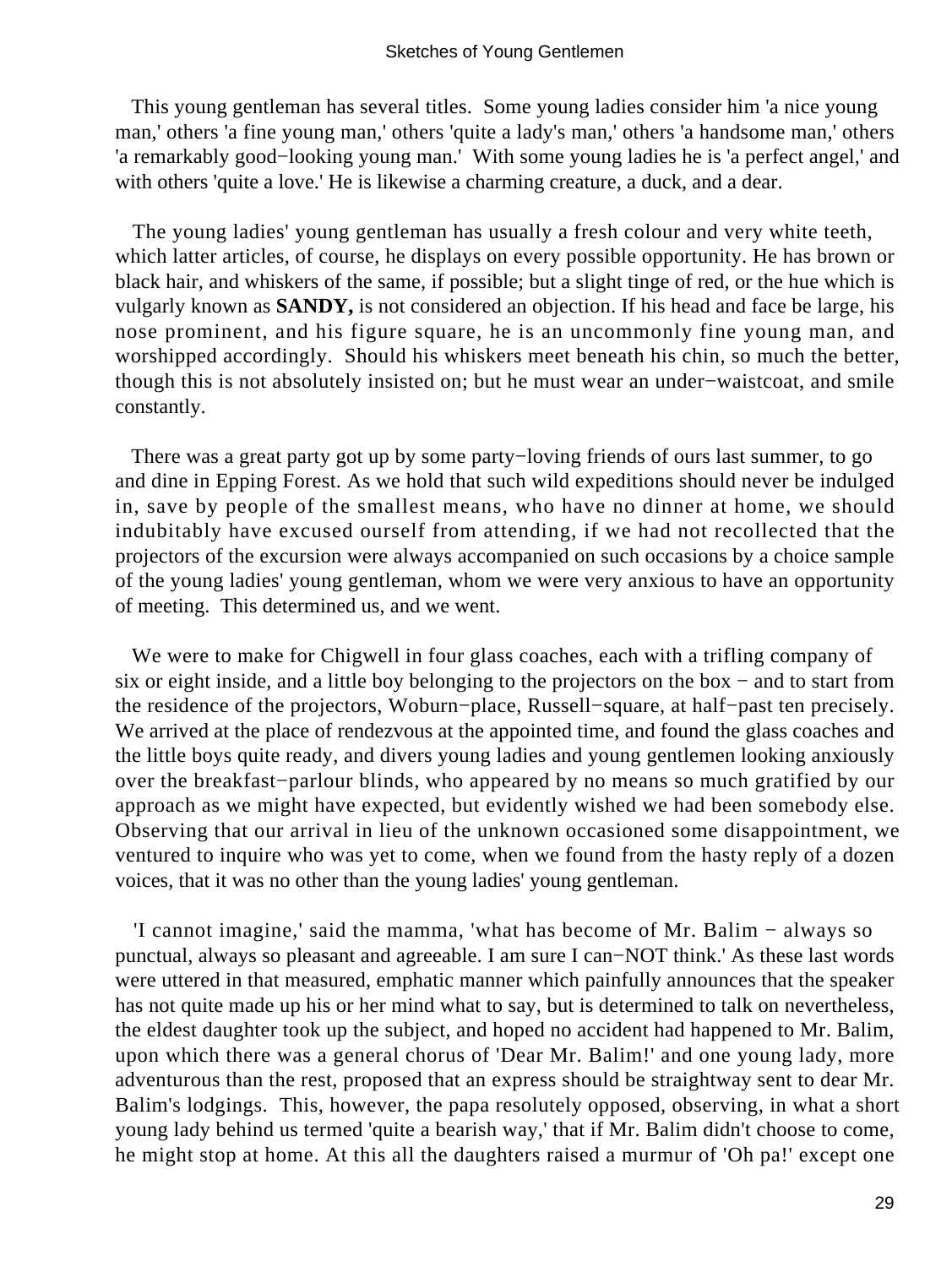This young gentleman has several titles. Some young ladies consider him 'a nice young man,' others 'a fine young man,' others 'quite a lady's man,' others 'a handsome man,' others 'a remarkably good−looking young man.' With some young ladies he is 'a perfect angel,' and with others 'quite a love.' He is likewise a charming creature, a duck, and a dear.

The young ladies' young gentleman has usually a fresh colour and very white teeth, which latter articles, of course, he displays on every possible opportunity. He has brown or black hair, and whiskers of the same, if possible; but a slight tinge of red, or the hue which is vulgarly known as **SANDY,** is not considered an objection. If his head and face be large, his nose prominent, and his figure square, he is an uncommonly fine young man, and worshipped accordingly. Should his whiskers meet beneath his chin, so much the better, though this is not absolutely insisted on; but he must wear an under−waistcoat, and smile constantly.

There was a great party got up by some party−loving friends of ours last summer, to go and dine in Epping Forest. As we hold that such wild expeditions should never be indulged in, save by people of the smallest means, who have no dinner at home, we should indubitably have excused ourself from attending, if we had not recollected that the projectors of the excursion were always accompanied on such occasions by a choice sample of the young ladies' young gentleman, whom we were very anxious to have an opportunity of meeting. This determined us, and we went.

We were to make for Chigwell in four glass coaches, each with a trifling company of six or eight inside, and a little boy belonging to the projectors on the box − and to start from the residence of the projectors, Woburn−place, Russell−square, at half−past ten precisely. We arrived at the place of rendezvous at the appointed time, and found the glass coaches and the little boys quite ready, and divers young ladies and young gentlemen looking anxiously over the breakfast−parlour blinds, who appeared by no means so much gratified by our approach as we might have expected, but evidently wished we had been somebody else. Observing that our arrival in lieu of the unknown occasioned some disappointment, we ventured to inquire who was yet to come, when we found from the hasty reply of a dozen voices, that it was no other than the young ladies' young gentleman.

'I cannot imagine,' said the mamma, 'what has become of Mr. Balim − always so punctual, always so pleasant and agreeable. I am sure I can−NOT think.' As these last words were uttered in that measured, emphatic manner which painfully announces that the speaker has not quite made up his or her mind what to say, but is determined to talk on nevertheless, the eldest daughter took up the subject, and hoped no accident had happened to Mr. Balim, upon which there was a general chorus of 'Dear Mr. Balim!' and one young lady, more adventurous than the rest, proposed that an express should be straightway sent to dear Mr. Balim's lodgings. This, however, the papa resolutely opposed, observing, in what a short young lady behind us termed 'quite a bearish way,' that if Mr. Balim didn't choose to come, he might stop at home. At this all the daughters raised a murmur of 'Oh pa!' except one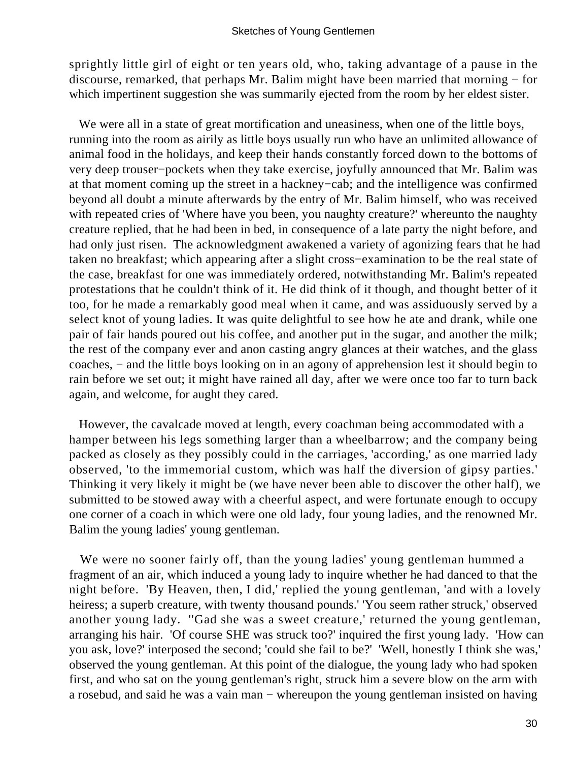sprightly little girl of eight or ten years old, who, taking advantage of a pause in the discourse, remarked, that perhaps Mr. Balim might have been married that morning − for which impertinent suggestion she was summarily ejected from the room by her eldest sister.

We were all in a state of great mortification and uneasiness, when one of the little boys, running into the room as airily as little boys usually run who have an unlimited allowance of animal food in the holidays, and keep their hands constantly forced down to the bottoms of very deep trouser−pockets when they take exercise, joyfully announced that Mr. Balim was at that moment coming up the street in a hackney−cab; and the intelligence was confirmed beyond all doubt a minute afterwards by the entry of Mr. Balim himself, who was received with repeated cries of 'Where have you been, you naughty creature?' whereunto the naughty creature replied, that he had been in bed, in consequence of a late party the night before, and had only just risen. The acknowledgment awakened a variety of agonizing fears that he had taken no breakfast; which appearing after a slight cross−examination to be the real state of the case, breakfast for one was immediately ordered, notwithstanding Mr. Balim's repeated protestations that he couldn't think of it. He did think of it though, and thought better of it too, for he made a remarkably good meal when it came, and was assiduously served by a select knot of young ladies. It was quite delightful to see how he ate and drank, while one pair of fair hands poured out his coffee, and another put in the sugar, and another the milk; the rest of the company ever and anon casting angry glances at their watches, and the glass coaches, − and the little boys looking on in an agony of apprehension lest it should begin to rain before we set out; it might have rained all day, after we were once too far to turn back again, and welcome, for aught they cared.

However, the cavalcade moved at length, every coachman being accommodated with a hamper between his legs something larger than a wheelbarrow; and the company being packed as closely as they possibly could in the carriages, 'according,' as one married lady observed, 'to the immemorial custom, which was half the diversion of gipsy parties.' Thinking it very likely it might be (we have never been able to discover the other half), we submitted to be stowed away with a cheerful aspect, and were fortunate enough to occupy one corner of a coach in which were one old lady, four young ladies, and the renowned Mr. Balim the young ladies' young gentleman.

We were no sooner fairly off, than the young ladies' young gentleman hummed a fragment of an air, which induced a young lady to inquire whether he had danced to that the night before. 'By Heaven, then, I did,' replied the young gentleman, 'and with a lovely heiress; a superb creature, with twenty thousand pounds.' 'You seem rather struck,' observed another young lady. ''Gad she was a sweet creature,' returned the young gentleman, arranging his hair. 'Of course SHE was struck too?' inquired the first young lady. 'How can you ask, love?' interposed the second; 'could she fail to be?' 'Well, honestly I think she was,' observed the young gentleman. At this point of the dialogue, the young lady who had spoken first, and who sat on the young gentleman's right, struck him a severe blow on the arm with a rosebud, and said he was a vain man − whereupon the young gentleman insisted on having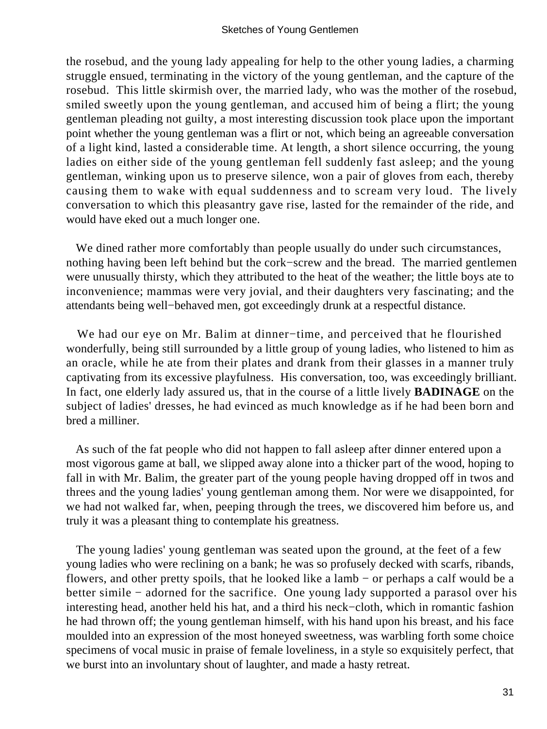the rosebud, and the young lady appealing for help to the other young ladies, a charming struggle ensued, terminating in the victory of the young gentleman, and the capture of the rosebud. This little skirmish over, the married lady, who was the mother of the rosebud, smiled sweetly upon the young gentleman, and accused him of being a flirt; the young gentleman pleading not guilty, a most interesting discussion took place upon the important point whether the young gentleman was a flirt or not, which being an agreeable conversation of a light kind, lasted a considerable time. At length, a short silence occurring, the young ladies on either side of the young gentleman fell suddenly fast asleep; and the young gentleman, winking upon us to preserve silence, won a pair of gloves from each, thereby causing them to wake with equal suddenness and to scream very loud. The lively conversation to which this pleasantry gave rise, lasted for the remainder of the ride, and would have eked out a much longer one.

We dined rather more comfortably than people usually do under such circumstances, nothing having been left behind but the cork−screw and the bread. The married gentlemen were unusually thirsty, which they attributed to the heat of the weather; the little boys ate to inconvenience; mammas were very jovial, and their daughters very fascinating; and the attendants being well−behaved men, got exceedingly drunk at a respectful distance.

We had our eye on Mr. Balim at dinner−time, and perceived that he flourished wonderfully, being still surrounded by a little group of young ladies, who listened to him as an oracle, while he ate from their plates and drank from their glasses in a manner truly captivating from its excessive playfulness. His conversation, too, was exceedingly brilliant. In fact, one elderly lady assured us, that in the course of a little lively **BADINAGE** on the subject of ladies' dresses, he had evinced as much knowledge as if he had been born and bred a milliner.

As such of the fat people who did not happen to fall asleep after dinner entered upon a most vigorous game at ball, we slipped away alone into a thicker part of the wood, hoping to fall in with Mr. Balim, the greater part of the young people having dropped off in twos and threes and the young ladies' young gentleman among them. Nor were we disappointed, for we had not walked far, when, peeping through the trees, we discovered him before us, and truly it was a pleasant thing to contemplate his greatness.

The young ladies' young gentleman was seated upon the ground, at the feet of a few young ladies who were reclining on a bank; he was so profusely decked with scarfs, ribands, flowers, and other pretty spoils, that he looked like a lamb − or perhaps a calf would be a better simile − adorned for the sacrifice. One young lady supported a parasol over his interesting head, another held his hat, and a third his neck−cloth, which in romantic fashion he had thrown off; the young gentleman himself, with his hand upon his breast, and his face moulded into an expression of the most honeyed sweetness, was warbling forth some choice specimens of vocal music in praise of female loveliness, in a style so exquisitely perfect, that we burst into an involuntary shout of laughter, and made a hasty retreat.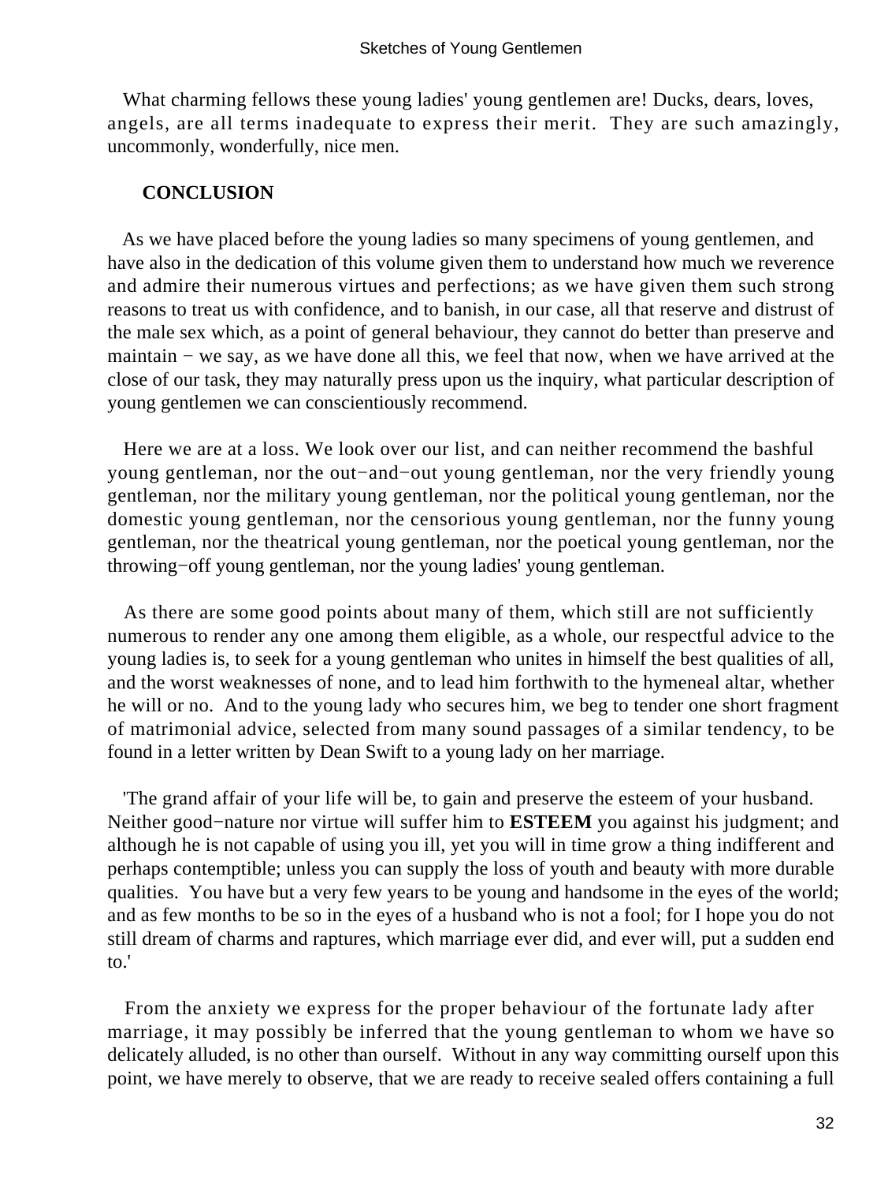What charming fellows these young ladies' young gentlemen are! Ducks, dears, loves, angels, are all terms inadequate to express their merit. They are such amazingly, uncommonly, wonderfully, nice men.

## CONCLUSION

As we have placed before the young ladies so many specimens of young gentlemen, and have also in the dedication of this volume given them to understand how much we reverence and admire their numerous virtues and perfections; as we have given them such strong reasons to treat us with confidence, and to banish, in our case, all that reserve and distrust of the male sex which, as a point of general behaviour, they cannot do better than preserve and maintain − we say, as we have done all this, we feel that now, when we have arrived at the close of our task, they may naturally press upon us the inquiry, what particular description of young gentlemen we can conscientiously recommend.

Here we are at a loss. We look over our list, and can neither recommend the bashful young gentleman, nor the out−and−out young gentleman, nor the very friendly young gentleman, nor the military young gentleman, nor the political young gentleman, nor the domestic young gentleman, nor the censorious young gentleman, nor the funny young gentleman, nor the theatrical young gentleman, nor the poetical young gentleman, nor the throwing−off young gentleman, nor the young ladies' young gentleman.

As there are some good points about many of them, which still are not sufficiently numerous to render any one among them eligible, as a whole, our respectful advice to the young ladies is, to seek for a young gentleman who unites in himself the best qualities of all, and the worst weaknesses of none, and to lead him forthwith to the hymeneal altar, whether he will or no. And to the young lady who secures him, we beg to tender one short fragment of matrimonial advice, selected from many sound passages of a similar tendency, to be found in a letter written by Dean Swift to a young lady on her marriage.

'The grand affair of your life will be, to gain and preserve the esteem of your husband. Neither good−nature nor virtue will suffer him to **ESTEEM** you against his judgment; and although he is not capable of using you ill, yet you will in time grow a thing indifferent and perhaps contemptible; unless you can supply the loss of youth and beauty with more durable qualities. You have but a very few years to be young and handsome in the eyes of the world; and as few months to be so in the eyes of a husband who is not a fool; for I hope you do not still dream of charms and raptures, which marriage ever did, and ever will, put a sudden end to.'

From the anxiety we express for the proper behaviour of the fortunate lady after marriage, it may possibly be inferred that the young gentleman to whom we have so delicately alluded, is no other than ourself. Without in any way committing ourself upon this point, we have merely to observe, that we are ready to receive sealed offers containing a full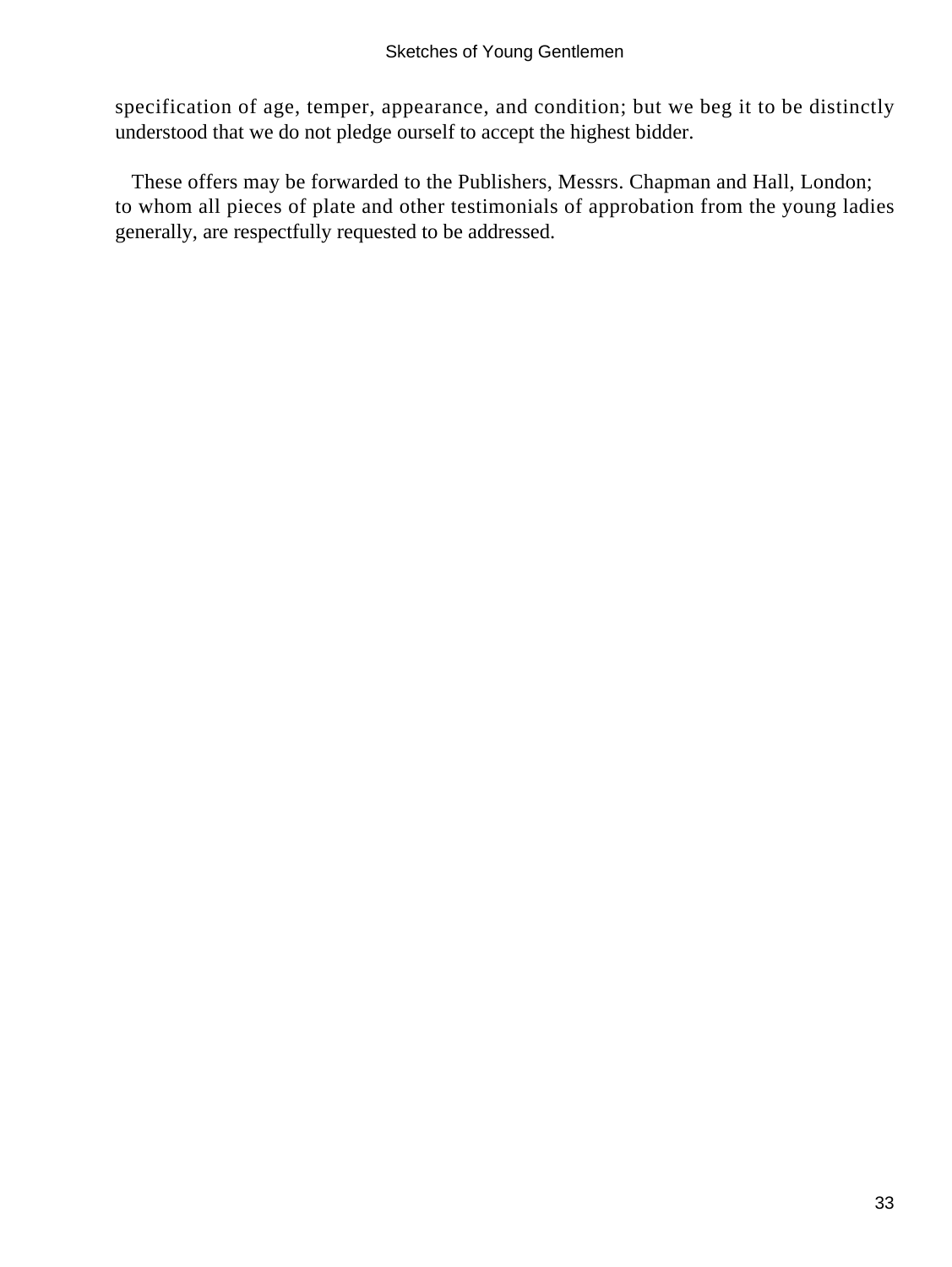specification of age, temper, appearance, and condition; but we beg it to be distinctly understood that we do not pledge ourself to accept the highest bidder.

These offers may be forwarded to the Publishers, Messrs. Chapman and Hall, London; to whom all pieces of plate and other testimonials of approbation from the young ladies generally, are respectfully requested to be addressed.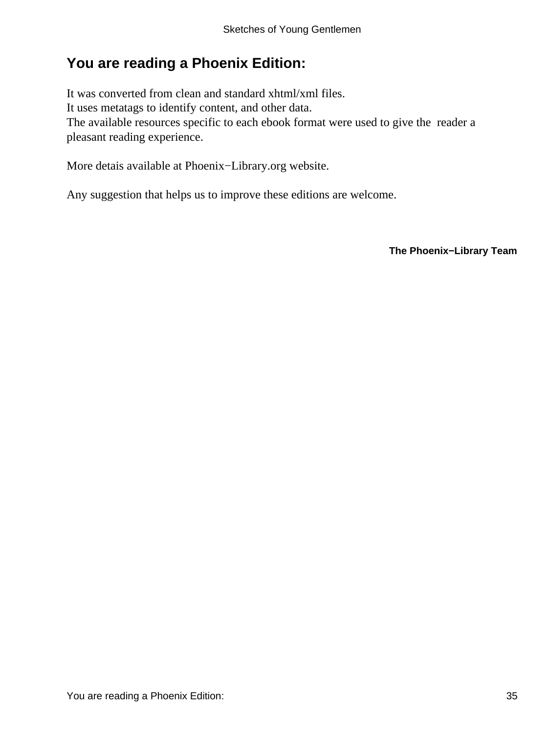## You are reading a Phoenix Edition:

It was converted from clean and standard xhtml/xml files.
It uses metatags to identify content, and other data.
The available resources specific to each ebook format were used to give the reader a pleasant reading experience.

More detais available at Phoenix−Library.org website.

Any suggestion that helps us to improve these editions are welcome.

**The Phoenix−Library Team**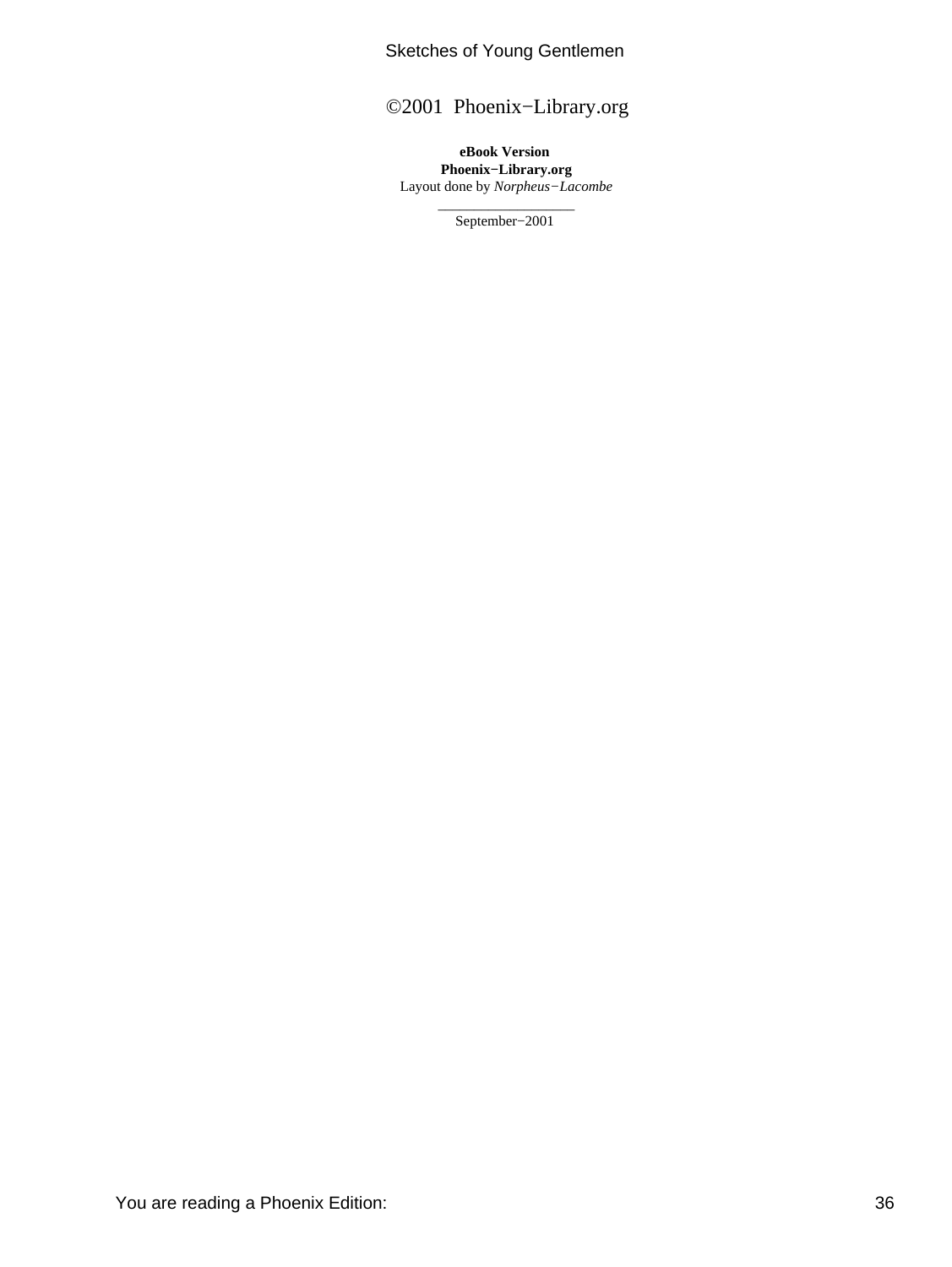©2001 Phoenix−Library.org

**eBook Version**
**Phoenix−Library.org**
Layout done by *Norpheus−Lacombe*

___________________

September−2001